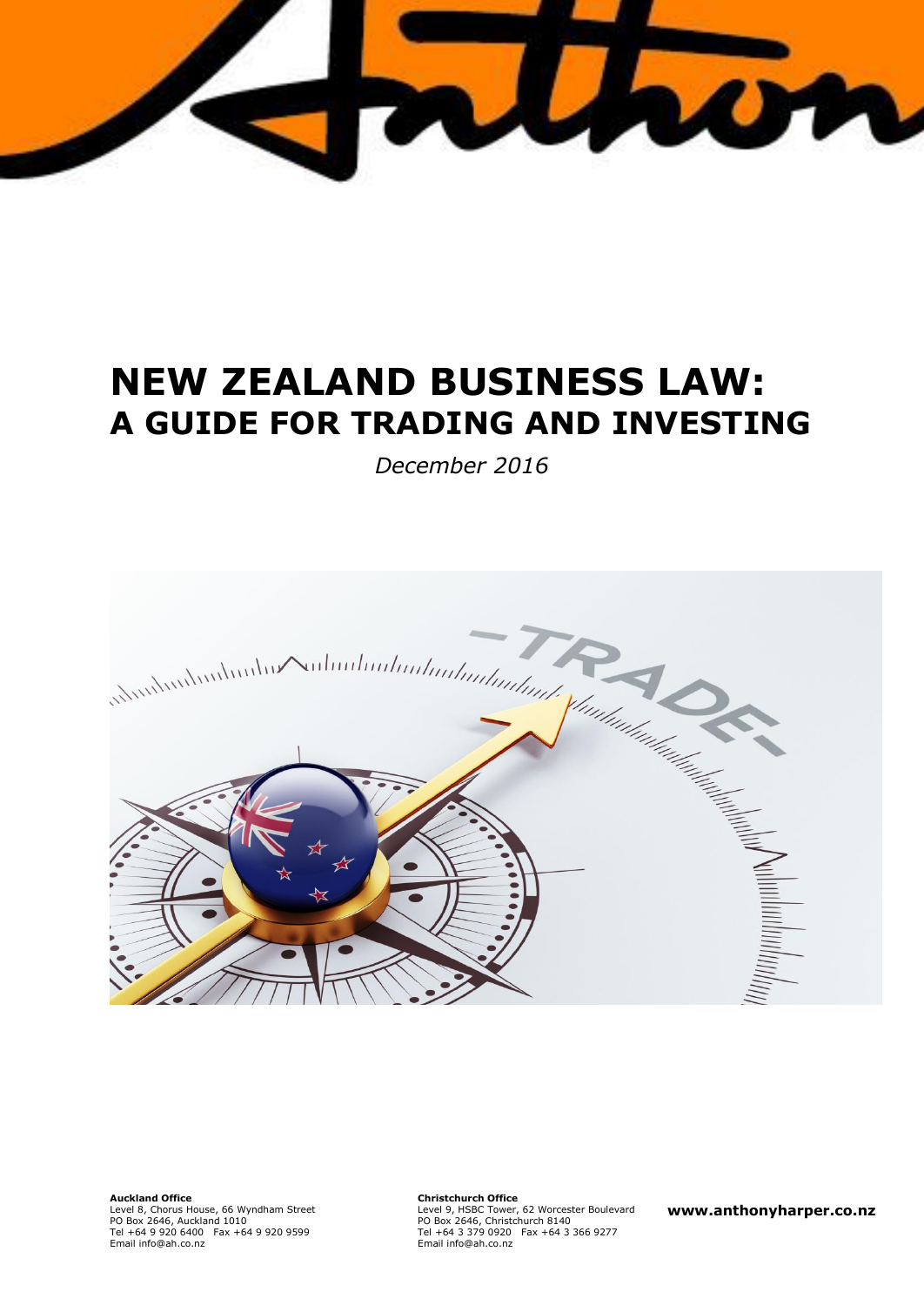# NEW ZEALAND BUSINESS LAW: A GUIDE FOR TRADING AND INVESTING

*December 2016*

**Auckland Office**
Level 8, Chorus House, 66 Wyndham Street
PO Box 2646, Auckland 1010
Tel +64 9 920 6400 Fax +64 9 920 9599
Email info@ah.co.nz

**Christchurch Office**
Level 9, HSBC Tower, 62 Worcester Boulevard
PO Box 2646, Christchurch 8140
Tel +64 3 379 0920 Fax +64 3 366 9277
Email info@ah.co.nz

**www.anthonyharper.co.nz**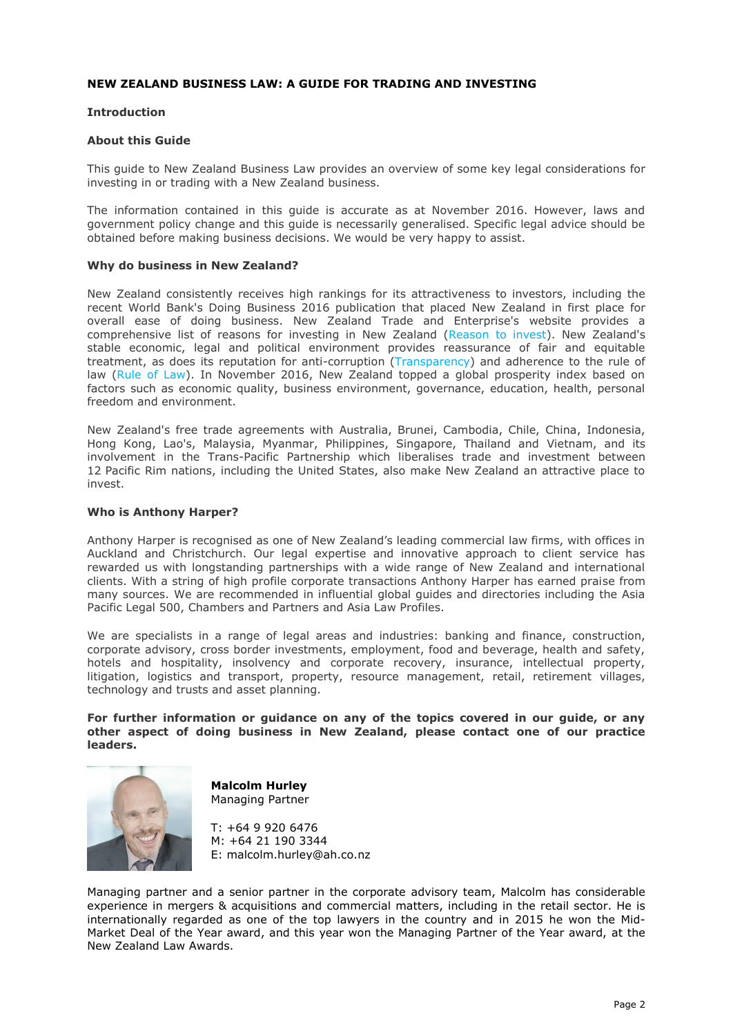**NEW ZEALAND BUSINESS LAW: A GUIDE FOR TRADING AND INVESTING**

**Introduction**

**About this Guide**

This guide to New Zealand Business Law provides an overview of some key legal considerations for investing in or trading with a New Zealand business.

The information contained in this guide is accurate as at November 2016. However, laws and government policy change and this guide is necessarily generalised. Specific legal advice should be obtained before making business decisions. We would be very happy to assist.

**Why do business in New Zealand?**

New Zealand consistently receives high rankings for its attractiveness to investors, including the recent World Bank's Doing Business 2016 publication that placed New Zealand in first place for overall ease of doing business. New Zealand Trade and Enterprise's website provides a comprehensive list of reasons for investing in New Zealand (Reason to invest). New Zealand's stable economic, legal and political environment provides reassurance of fair and equitable treatment, as does its reputation for anti-corruption (Transparency) and adherence to the rule of law (Rule of Law). In November 2016, New Zealand topped a global prosperity index based on factors such as economic quality, business environment, governance, education, health, personal freedom and environment.

New Zealand's free trade agreements with Australia, Brunei, Cambodia, Chile, China, Indonesia, Hong Kong, Lao's, Malaysia, Myanmar, Philippines, Singapore, Thailand and Vietnam, and its involvement in the Trans-Pacific Partnership which liberalises trade and investment between 12 Pacific Rim nations, including the United States, also make New Zealand an attractive place to invest.

**Who is Anthony Harper?**

Anthony Harper is recognised as one of New Zealand's leading commercial law firms, with offices in Auckland and Christchurch. Our legal expertise and innovative approach to client service has rewarded us with longstanding partnerships with a wide range of New Zealand and international clients. With a string of high profile corporate transactions Anthony Harper has earned praise from many sources. We are recommended in influential global guides and directories including the Asia Pacific Legal 500, Chambers and Partners and Asia Law Profiles.

We are specialists in a range of legal areas and industries: banking and finance, construction, corporate advisory, cross border investments, employment, food and beverage, health and safety, hotels and hospitality, insolvency and corporate recovery, insurance, intellectual property, litigation, logistics and transport, property, resource management, retail, retirement villages, technology and trusts and asset planning.

**For further information or guidance on any of the topics covered in our guide, or any other aspect of doing business in New Zealand, please contact one of our practice leaders.**

**Malcolm Hurley**
Managing Partner

T: +64 9 920 6476
M: +64 21 190 3344
E: malcolm.hurley@ah.co.nz

Managing partner and a senior partner in the corporate advisory team, Malcolm has considerable experience in mergers & acquisitions and commercial matters, including in the retail sector. He is internationally regarded as one of the top lawyers in the country and in 2015 he won the Mid-Market Deal of the Year award, and this year won the Managing Partner of the Year award, at the New Zealand Law Awards.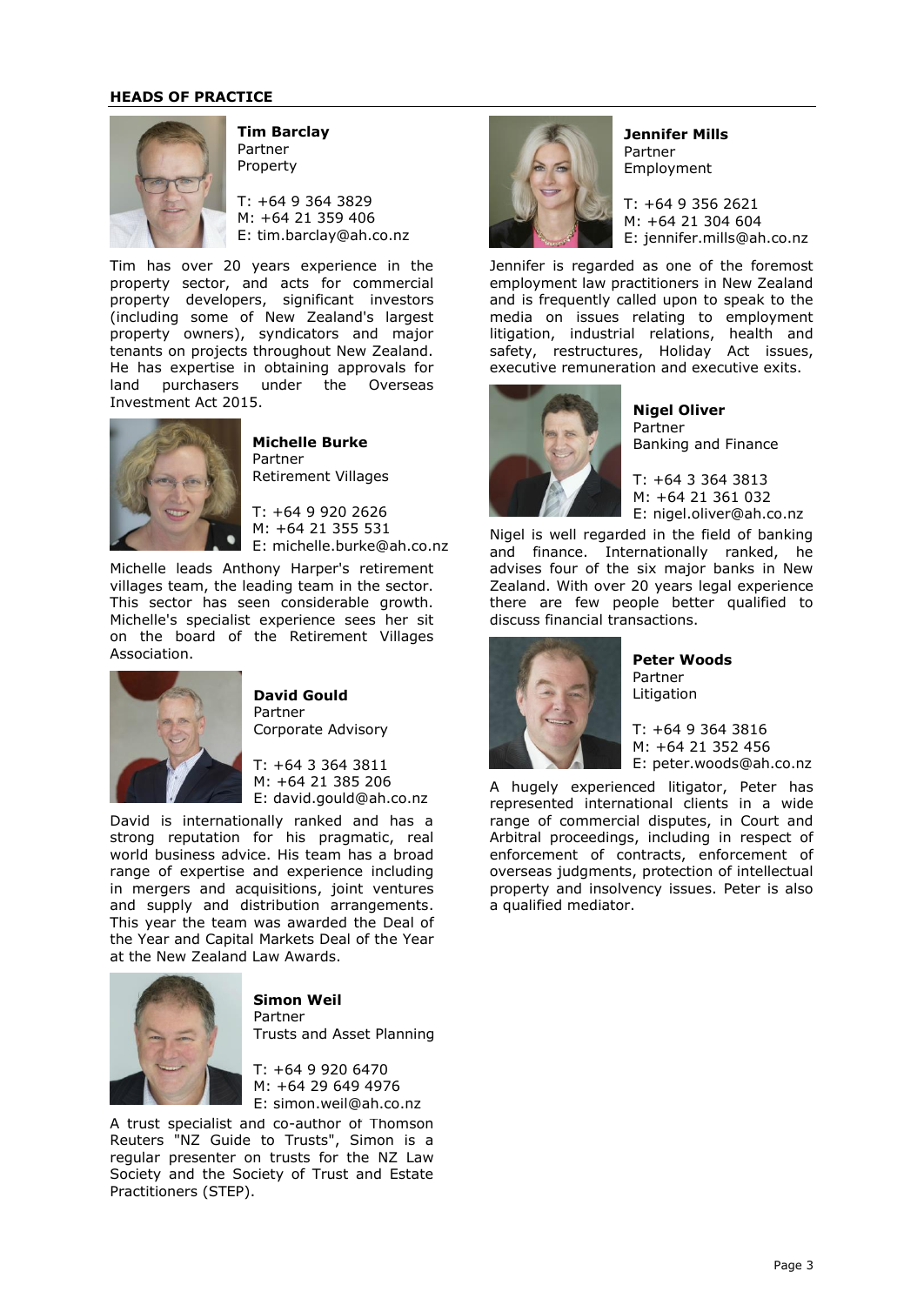## HEADS OF PRACTICE

**Tim Barclay**
Partner
Property

T: +64 9 364 3829
M: +64 21 359 406
E: tim.barclay@ah.co.nz

Tim has over 20 years experience in the property sector, and acts for commercial property developers, significant investors (including some of New Zealand's largest property owners), syndicators and major tenants on projects throughout New Zealand. He has expertise in obtaining approvals for land purchasers under the Overseas Investment Act 2015.

**Michelle Burke**
Partner
Retirement Villages

T: +64 9 920 2626
M: +64 21 355 531
E: michelle.burke@ah.co.nz

Michelle leads Anthony Harper's retirement villages team, the leading team in the sector. This sector has seen considerable growth. Michelle's specialist experience sees her sit on the board of the Retirement Villages Association.

**David Gould**
Partner
Corporate Advisory

T: +64 3 364 3811
M: +64 21 385 206
E: david.gould@ah.co.nz

David is internationally ranked and has a strong reputation for his pragmatic, real world business advice. His team has a broad range of expertise and experience including in mergers and acquisitions, joint ventures and supply and distribution arrangements. This year the team was awarded the Deal of the Year and Capital Markets Deal of the Year at the New Zealand Law Awards.

**Simon Weil**
Partner
Trusts and Asset Planning

T: +64 9 920 6470
M: +64 29 649 4976
E: simon.weil@ah.co.nz

A trust specialist and co-author of Thomson Reuters "NZ Guide to Trusts", Simon is a regular presenter on trusts for the NZ Law Society and the Society of Trust and Estate Practitioners (STEP).

**Jennifer Mills**
Partner
Employment

T: +64 9 356 2621
M: +64 21 304 604
E: jennifer.mills@ah.co.nz

Jennifer is regarded as one of the foremost employment law practitioners in New Zealand and is frequently called upon to speak to the media on issues relating to employment litigation, industrial relations, health and safety, restructures, Holiday Act issues, executive remuneration and executive exits.

**Nigel Oliver**
Partner
Banking and Finance

T: +64 3 364 3813
M: +64 21 361 032
E: nigel.oliver@ah.co.nz

Nigel is well regarded in the field of banking and finance. Internationally ranked, he advises four of the six major banks in New Zealand. With over 20 years legal experience there are few people better qualified to discuss financial transactions.

**Peter Woods**
Partner
Litigation

T: +64 9 364 3816
M: +64 21 352 456
E: peter.woods@ah.co.nz

A hugely experienced litigator, Peter has represented international clients in a wide range of commercial disputes, in Court and Arbitral proceedings, including in respect of enforcement of contracts, enforcement of overseas judgments, protection of intellectual property and insolvency issues. Peter is also a qualified mediator.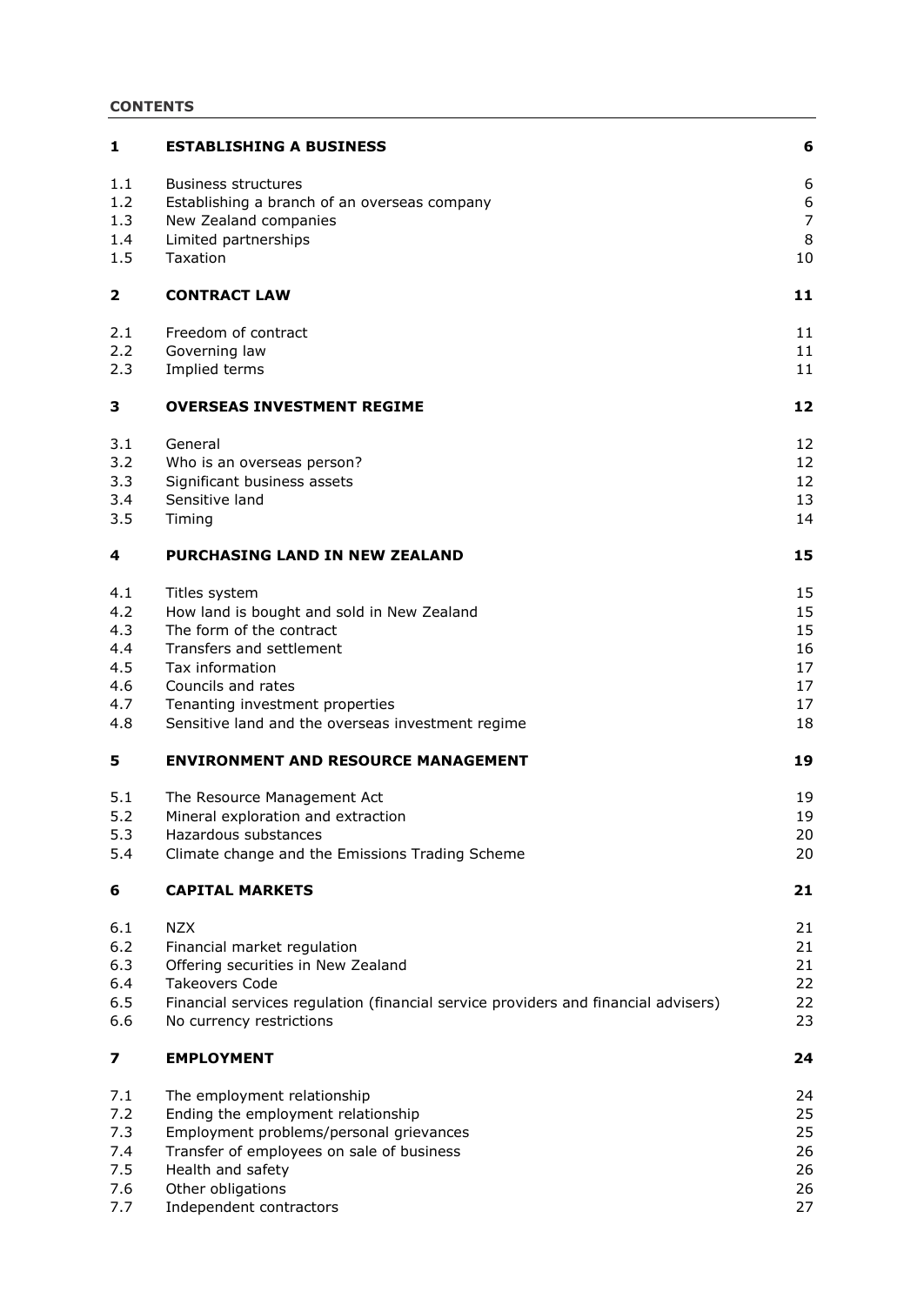**CONTENTS**

| | | |
|---|---|---|
| **1** | **ESTABLISHING A BUSINESS** | **6** |
| 1.1 | Business structures | 6 |
| 1.2 | Establishing a branch of an overseas company | 6 |
| 1.3 | New Zealand companies | 7 |
| 1.4 | Limited partnerships | 8 |
| 1.5 | Taxation | 10 |
| **2** | **CONTRACT LAW** | **11** |
| 2.1 | Freedom of contract | 11 |
| 2.2 | Governing law | 11 |
| 2.3 | Implied terms | 11 |
| **3** | **OVERSEAS INVESTMENT REGIME** | **12** |
| 3.1 | General | 12 |
| 3.2 | Who is an overseas person? | 12 |
| 3.3 | Significant business assets | 12 |
| 3.4 | Sensitive land | 13 |
| 3.5 | Timing | 14 |
| **4** | **PURCHASING LAND IN NEW ZEALAND** | **15** |
| 4.1 | Titles system | 15 |
| 4.2 | How land is bought and sold in New Zealand | 15 |
| 4.3 | The form of the contract | 15 |
| 4.4 | Transfers and settlement | 16 |
| 4.5 | Tax information | 17 |
| 4.6 | Councils and rates | 17 |
| 4.7 | Tenanting investment properties | 17 |
| 4.8 | Sensitive land and the overseas investment regime | 18 |
| **5** | **ENVIRONMENT AND RESOURCE MANAGEMENT** | **19** |
| 5.1 | The Resource Management Act | 19 |
| 5.2 | Mineral exploration and extraction | 19 |
| 5.3 | Hazardous substances | 20 |
| 5.4 | Climate change and the Emissions Trading Scheme | 20 |
| **6** | **CAPITAL MARKETS** | **21** |
| 6.1 | NZX | 21 |
| 6.2 | Financial market regulation | 21 |
| 6.3 | Offering securities in New Zealand | 21 |
| 6.4 | Takeovers Code | 22 |
| 6.5 | Financial services regulation (financial service providers and financial advisers) | 22 |
| 6.6 | No currency restrictions | 23 |
| **7** | **EMPLOYMENT** | **24** |
| 7.1 | The employment relationship | 24 |
| 7.2 | Ending the employment relationship | 25 |
| 7.3 | Employment problems/personal grievances | 25 |
| 7.4 | Transfer of employees on sale of business | 26 |
| 7.5 | Health and safety | 26 |
| 7.6 | Other obligations | 26 |
| 7.7 | Independent contractors | 27 |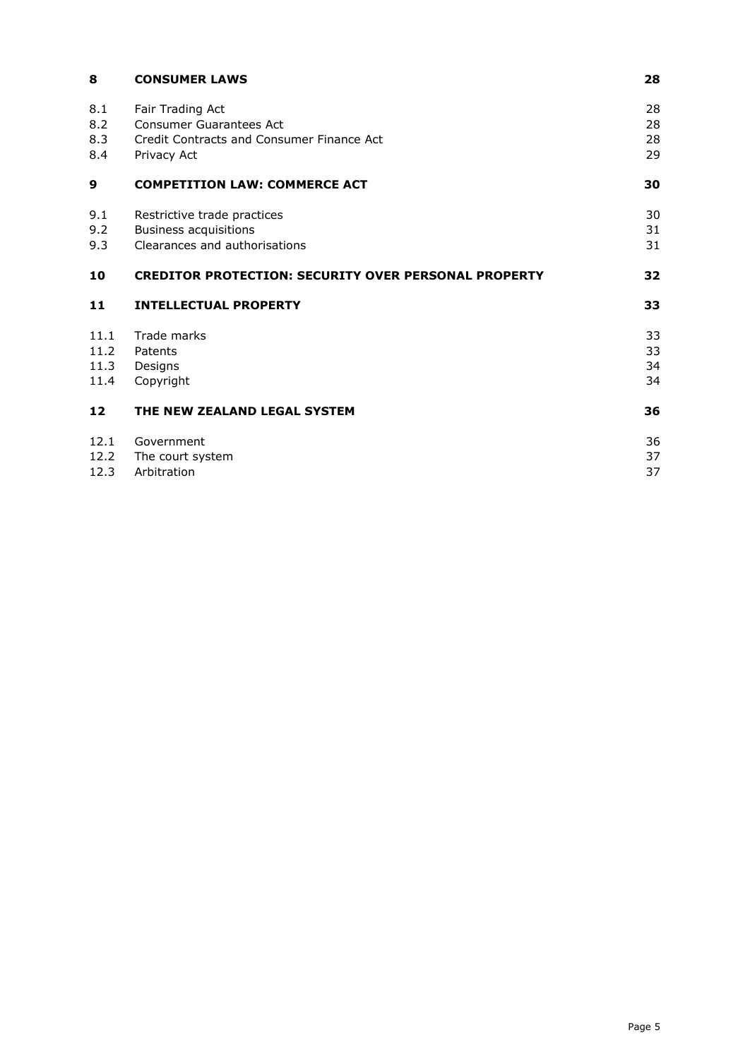| | | |
|---|---|---|
| **8** | **CONSUMER LAWS** | **28** |
| 8.1 | Fair Trading Act | 28 |
| 8.2 | Consumer Guarantees Act | 28 |
| 8.3 | Credit Contracts and Consumer Finance Act | 28 |
| 8.4 | Privacy Act | 29 |
| **9** | **COMPETITION LAW: COMMERCE ACT** | **30** |
| 9.1 | Restrictive trade practices | 30 |
| 9.2 | Business acquisitions | 31 |
| 9.3 | Clearances and authorisations | 31 |
| **10** | **CREDITOR PROTECTION: SECURITY OVER PERSONAL PROPERTY** | **32** |
| **11** | **INTELLECTUAL PROPERTY** | **33** |
| 11.1 | Trade marks | 33 |
| 11.2 | Patents | 33 |
| 11.3 | Designs | 34 |
| 11.4 | Copyright | 34 |
| **12** | **THE NEW ZEALAND LEGAL SYSTEM** | **36** |
| 12.1 | Government | 36 |
| 12.2 | The court system | 37 |
| 12.3 | Arbitration | 37 |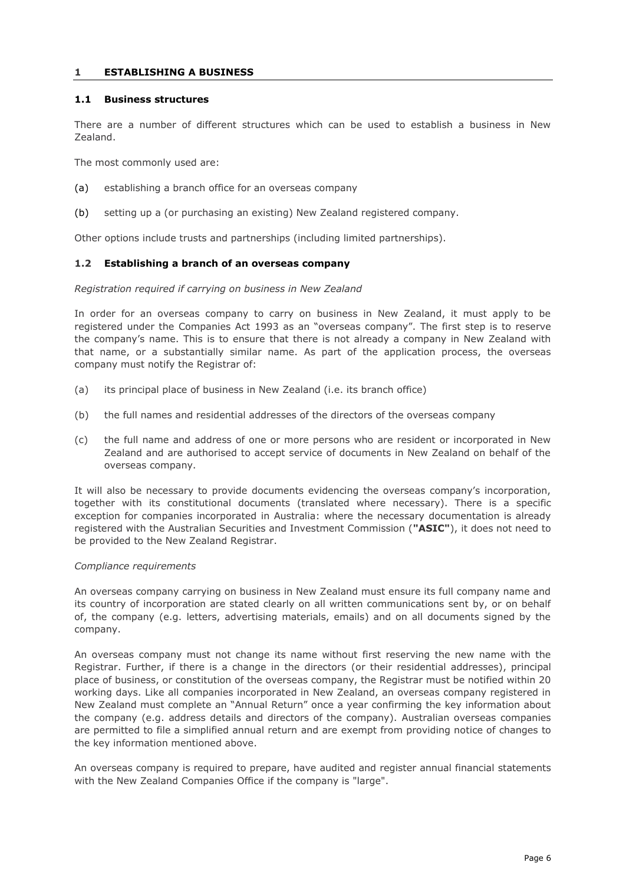# 1 ESTABLISHING A BUSINESS

## 1.1 Business structures

There are a number of different structures which can be used to establish a business in New Zealand.

The most commonly used are:

(a) establishing a branch office for an overseas company

(b) setting up a (or purchasing an existing) New Zealand registered company.

Other options include trusts and partnerships (including limited partnerships).

## 1.2 Establishing a branch of an overseas company

*Registration required if carrying on business in New Zealand*

In order for an overseas company to carry on business in New Zealand, it must apply to be registered under the Companies Act 1993 as an "overseas company". The first step is to reserve the company's name. This is to ensure that there is not already a company in New Zealand with that name, or a substantially similar name. As part of the application process, the overseas company must notify the Registrar of:

(a) its principal place of business in New Zealand (i.e. its branch office)

(b) the full names and residential addresses of the directors of the overseas company

(c) the full name and address of one or more persons who are resident or incorporated in New Zealand and are authorised to accept service of documents in New Zealand on behalf of the overseas company.

It will also be necessary to provide documents evidencing the overseas company's incorporation, together with its constitutional documents (translated where necessary). There is a specific exception for companies incorporated in Australia: where the necessary documentation is already registered with the Australian Securities and Investment Commission (**"ASIC"**), it does not need to be provided to the New Zealand Registrar.

*Compliance requirements*

An overseas company carrying on business in New Zealand must ensure its full company name and its country of incorporation are stated clearly on all written communications sent by, or on behalf of, the company (e.g. letters, advertising materials, emails) and on all documents signed by the company.

An overseas company must not change its name without first reserving the new name with the Registrar. Further, if there is a change in the directors (or their residential addresses), principal place of business, or constitution of the overseas company, the Registrar must be notified within 20 working days. Like all companies incorporated in New Zealand, an overseas company registered in New Zealand must complete an "Annual Return" once a year confirming the key information about the company (e.g. address details and directors of the company). Australian overseas companies are permitted to file a simplified annual return and are exempt from providing notice of changes to the key information mentioned above.

An overseas company is required to prepare, have audited and register annual financial statements with the New Zealand Companies Office if the company is "large".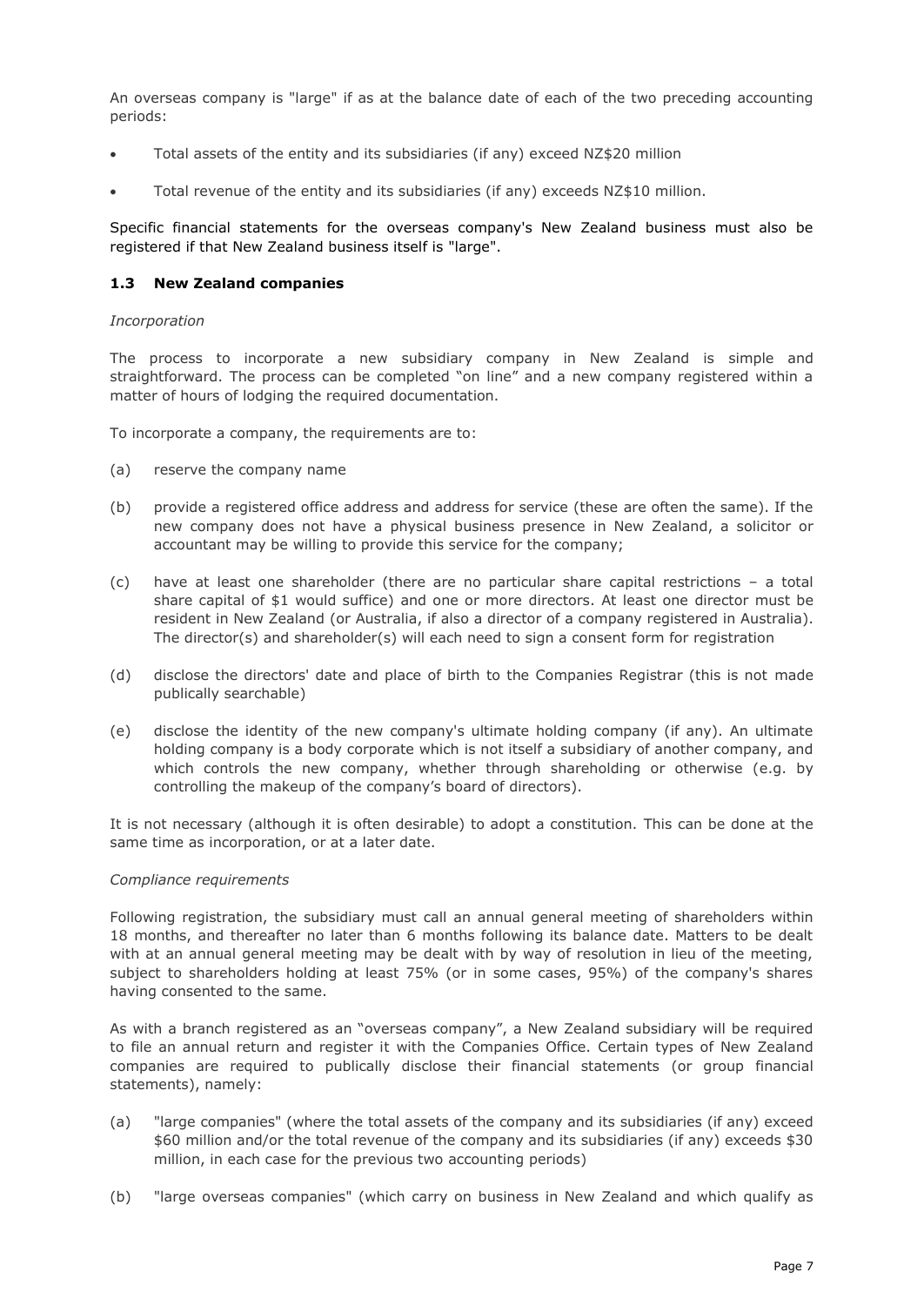An overseas company is "large" if as at the balance date of each of the two preceding accounting periods:

- Total assets of the entity and its subsidiaries (if any) exceed NZ$20 million
- Total revenue of the entity and its subsidiaries (if any) exceeds NZ$10 million.

Specific financial statements for the overseas company's New Zealand business must also be registered if that New Zealand business itself is "large".

### 1.3 New Zealand companies

*Incorporation*

The process to incorporate a new subsidiary company in New Zealand is simple and straightforward. The process can be completed "on line" and a new company registered within a matter of hours of lodging the required documentation.

To incorporate a company, the requirements are to:

(a) reserve the company name

(b) provide a registered office address and address for service (these are often the same). If the new company does not have a physical business presence in New Zealand, a solicitor or accountant may be willing to provide this service for the company;

(c) have at least one shareholder (there are no particular share capital restrictions – a total share capital of $1 would suffice) and one or more directors. At least one director must be resident in New Zealand (or Australia, if also a director of a company registered in Australia). The director(s) and shareholder(s) will each need to sign a consent form for registration

(d) disclose the directors' date and place of birth to the Companies Registrar (this is not made publically searchable)

(e) disclose the identity of the new company's ultimate holding company (if any). An ultimate holding company is a body corporate which is not itself a subsidiary of another company, and which controls the new company, whether through shareholding or otherwise (e.g. by controlling the makeup of the company's board of directors).

It is not necessary (although it is often desirable) to adopt a constitution. This can be done at the same time as incorporation, or at a later date.

*Compliance requirements*

Following registration, the subsidiary must call an annual general meeting of shareholders within 18 months, and thereafter no later than 6 months following its balance date. Matters to be dealt with at an annual general meeting may be dealt with by way of resolution in lieu of the meeting, subject to shareholders holding at least 75% (or in some cases, 95%) of the company's shares having consented to the same.

As with a branch registered as an "overseas company", a New Zealand subsidiary will be required to file an annual return and register it with the Companies Office. Certain types of New Zealand companies are required to publically disclose their financial statements (or group financial statements), namely:

(a) "large companies" (where the total assets of the company and its subsidiaries (if any) exceed $60 million and/or the total revenue of the company and its subsidiaries (if any) exceeds $30 million, in each case for the previous two accounting periods)

(b) "large overseas companies" (which carry on business in New Zealand and which qualify as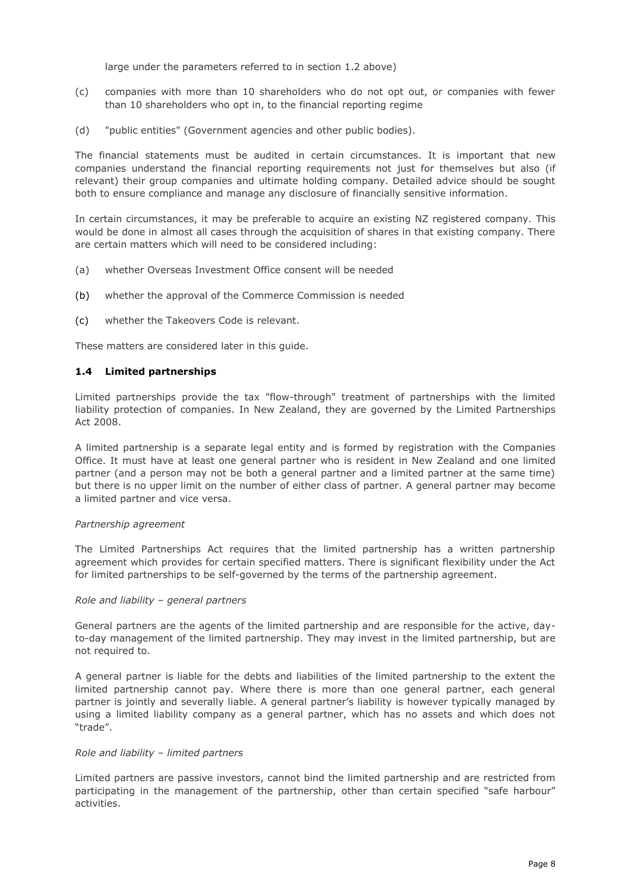large under the parameters referred to in section 1.2 above)

(c) companies with more than 10 shareholders who do not opt out, or companies with fewer than 10 shareholders who opt in, to the financial reporting regime

(d) "public entities" (Government agencies and other public bodies).

The financial statements must be audited in certain circumstances. It is important that new companies understand the financial reporting requirements not just for themselves but also (if relevant) their group companies and ultimate holding company. Detailed advice should be sought both to ensure compliance and manage any disclosure of financially sensitive information.

In certain circumstances, it may be preferable to acquire an existing NZ registered company. This would be done in almost all cases through the acquisition of shares in that existing company. There are certain matters which will need to be considered including:

(a) whether Overseas Investment Office consent will be needed

(b) whether the approval of the Commerce Commission is needed

(c) whether the Takeovers Code is relevant.

These matters are considered later in this guide.

### 1.4 Limited partnerships

Limited partnerships provide the tax "flow-through" treatment of partnerships with the limited liability protection of companies. In New Zealand, they are governed by the Limited Partnerships Act 2008.

A limited partnership is a separate legal entity and is formed by registration with the Companies Office. It must have at least one general partner who is resident in New Zealand and one limited partner (and a person may not be both a general partner and a limited partner at the same time) but there is no upper limit on the number of either class of partner. A general partner may become a limited partner and vice versa.

*Partnership agreement*

The Limited Partnerships Act requires that the limited partnership has a written partnership agreement which provides for certain specified matters. There is significant flexibility under the Act for limited partnerships to be self-governed by the terms of the partnership agreement.

*Role and liability – general partners*

General partners are the agents of the limited partnership and are responsible for the active, day-to-day management of the limited partnership. They may invest in the limited partnership, but are not required to.

A general partner is liable for the debts and liabilities of the limited partnership to the extent the limited partnership cannot pay. Where there is more than one general partner, each general partner is jointly and severally liable. A general partner's liability is however typically managed by using a limited liability company as a general partner, which has no assets and which does not "trade".

*Role and liability – limited partners*

Limited partners are passive investors, cannot bind the limited partnership and are restricted from participating in the management of the partnership, other than certain specified "safe harbour" activities.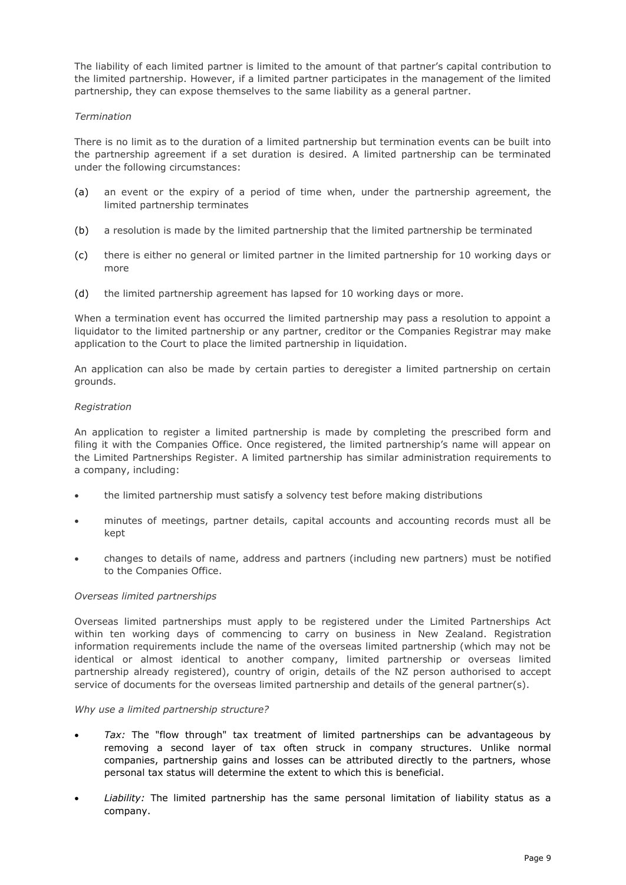The liability of each limited partner is limited to the amount of that partner's capital contribution to the limited partnership. However, if a limited partner participates in the management of the limited partnership, they can expose themselves to the same liability as a general partner.

*Termination*

There is no limit as to the duration of a limited partnership but termination events can be built into the partnership agreement if a set duration is desired. A limited partnership can be terminated under the following circumstances:

(a) an event or the expiry of a period of time when, under the partnership agreement, the limited partnership terminates

(b) a resolution is made by the limited partnership that the limited partnership be terminated

(c) there is either no general or limited partner in the limited partnership for 10 working days or more

(d) the limited partnership agreement has lapsed for 10 working days or more.

When a termination event has occurred the limited partnership may pass a resolution to appoint a liquidator to the limited partnership or any partner, creditor or the Companies Registrar may make application to the Court to place the limited partnership in liquidation.

An application can also be made by certain parties to deregister a limited partnership on certain grounds.

*Registration*

An application to register a limited partnership is made by completing the prescribed form and filing it with the Companies Office. Once registered, the limited partnership's name will appear on the Limited Partnerships Register. A limited partnership has similar administration requirements to a company, including:

- the limited partnership must satisfy a solvency test before making distributions
- minutes of meetings, partner details, capital accounts and accounting records must all be kept
- changes to details of name, address and partners (including new partners) must be notified to the Companies Office.

*Overseas limited partnerships*

Overseas limited partnerships must apply to be registered under the Limited Partnerships Act within ten working days of commencing to carry on business in New Zealand. Registration information requirements include the name of the overseas limited partnership (which may not be identical or almost identical to another company, limited partnership or overseas limited partnership already registered), country of origin, details of the NZ person authorised to accept service of documents for the overseas limited partnership and details of the general partner(s).

*Why use a limited partnership structure?*

- *Tax:* The "flow through" tax treatment of limited partnerships can be advantageous by removing a second layer of tax often struck in company structures. Unlike normal companies, partnership gains and losses can be attributed directly to the partners, whose personal tax status will determine the extent to which this is beneficial.
- *Liability:* The limited partnership has the same personal limitation of liability status as a company.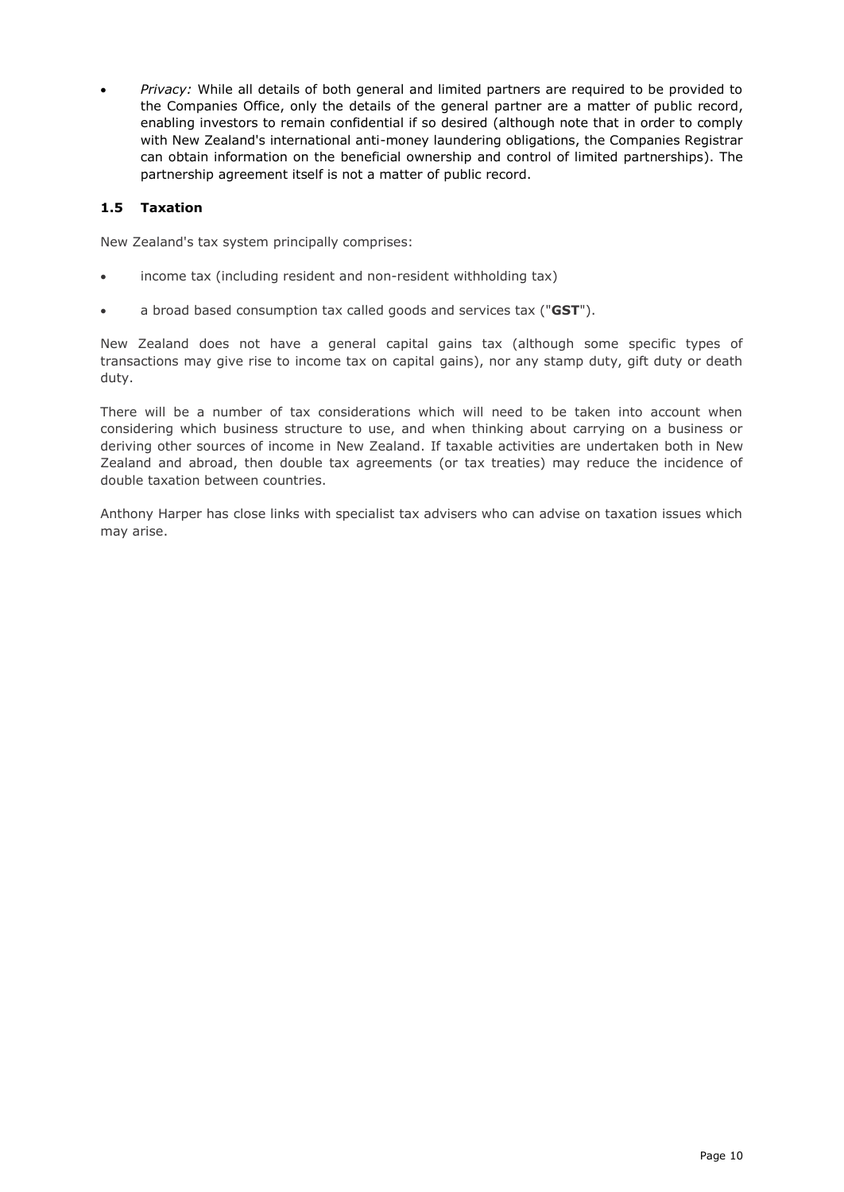- *Privacy:* While all details of both general and limited partners are required to be provided to the Companies Office, only the details of the general partner are a matter of public record, enabling investors to remain confidential if so desired (although note that in order to comply with New Zealand's international anti-money laundering obligations, the Companies Registrar can obtain information on the beneficial ownership and control of limited partnerships). The partnership agreement itself is not a matter of public record.

### 1.5 Taxation

New Zealand's tax system principally comprises:

- income tax (including resident and non-resident withholding tax)
- a broad based consumption tax called goods and services tax ("**GST**").

New Zealand does not have a general capital gains tax (although some specific types of transactions may give rise to income tax on capital gains), nor any stamp duty, gift duty or death duty.

There will be a number of tax considerations which will need to be taken into account when considering which business structure to use, and when thinking about carrying on a business or deriving other sources of income in New Zealand. If taxable activities are undertaken both in New Zealand and abroad, then double tax agreements (or tax treaties) may reduce the incidence of double taxation between countries.

Anthony Harper has close links with specialist tax advisers who can advise on taxation issues which may arise.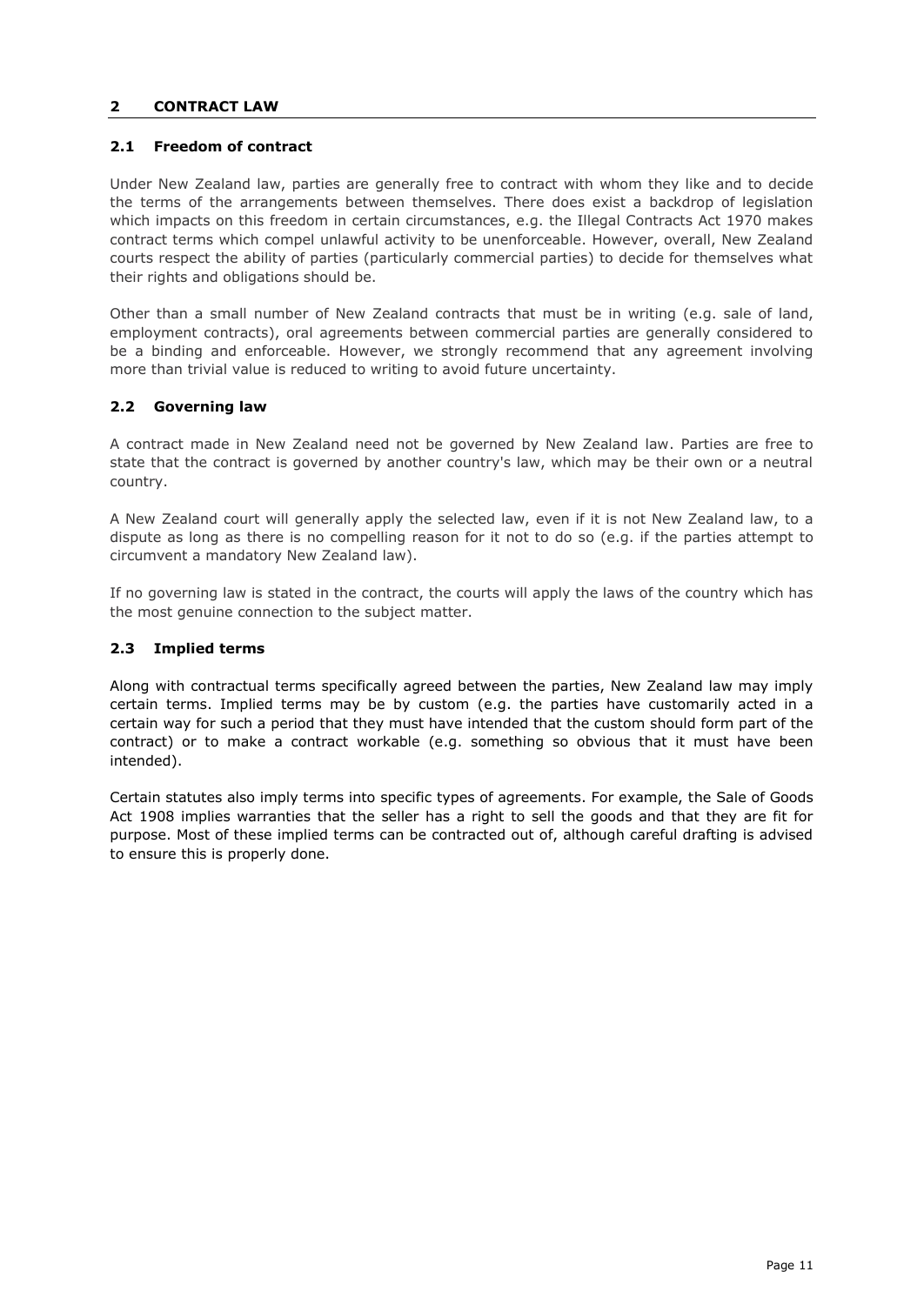## 2 CONTRACT LAW

### 2.1 Freedom of contract

Under New Zealand law, parties are generally free to contract with whom they like and to decide the terms of the arrangements between themselves. There does exist a backdrop of legislation which impacts on this freedom in certain circumstances, e.g. the Illegal Contracts Act 1970 makes contract terms which compel unlawful activity to be unenforceable. However, overall, New Zealand courts respect the ability of parties (particularly commercial parties) to decide for themselves what their rights and obligations should be.

Other than a small number of New Zealand contracts that must be in writing (e.g. sale of land, employment contracts), oral agreements between commercial parties are generally considered to be a binding and enforceable. However, we strongly recommend that any agreement involving more than trivial value is reduced to writing to avoid future uncertainty.

### 2.2 Governing law

A contract made in New Zealand need not be governed by New Zealand law. Parties are free to state that the contract is governed by another country's law, which may be their own or a neutral country.

A New Zealand court will generally apply the selected law, even if it is not New Zealand law, to a dispute as long as there is no compelling reason for it not to do so (e.g. if the parties attempt to circumvent a mandatory New Zealand law).

If no governing law is stated in the contract, the courts will apply the laws of the country which has the most genuine connection to the subject matter.

### 2.3 Implied terms

Along with contractual terms specifically agreed between the parties, New Zealand law may imply certain terms. Implied terms may be by custom (e.g. the parties have customarily acted in a certain way for such a period that they must have intended that the custom should form part of the contract) or to make a contract workable (e.g. something so obvious that it must have been intended).

Certain statutes also imply terms into specific types of agreements. For example, the Sale of Goods Act 1908 implies warranties that the seller has a right to sell the goods and that they are fit for purpose. Most of these implied terms can be contracted out of, although careful drafting is advised to ensure this is properly done.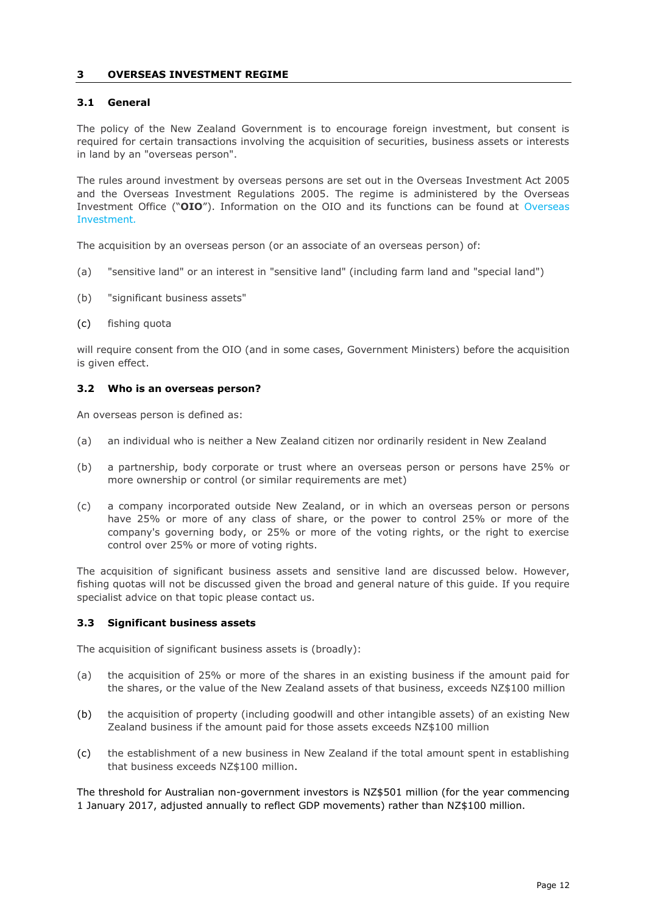## 3 OVERSEAS INVESTMENT REGIME

### 3.1 General

The policy of the New Zealand Government is to encourage foreign investment, but consent is required for certain transactions involving the acquisition of securities, business assets or interests in land by an "overseas person".

The rules around investment by overseas persons are set out in the Overseas Investment Act 2005 and the Overseas Investment Regulations 2005. The regime is administered by the Overseas Investment Office ("**OIO**"). Information on the OIO and its functions can be found at Overseas Investment.

The acquisition by an overseas person (or an associate of an overseas person) of:

(a) "sensitive land" or an interest in "sensitive land" (including farm land and "special land")

(b) "significant business assets"

(c) fishing quota

will require consent from the OIO (and in some cases, Government Ministers) before the acquisition is given effect.

### 3.2 Who is an overseas person?

An overseas person is defined as:

(a) an individual who is neither a New Zealand citizen nor ordinarily resident in New Zealand

(b) a partnership, body corporate or trust where an overseas person or persons have 25% or more ownership or control (or similar requirements are met)

(c) a company incorporated outside New Zealand, or in which an overseas person or persons have 25% or more of any class of share, or the power to control 25% or more of the company's governing body, or 25% or more of the voting rights, or the right to exercise control over 25% or more of voting rights.

The acquisition of significant business assets and sensitive land are discussed below. However, fishing quotas will not be discussed given the broad and general nature of this guide. If you require specialist advice on that topic please contact us.

### 3.3 Significant business assets

The acquisition of significant business assets is (broadly):

(a) the acquisition of 25% or more of the shares in an existing business if the amount paid for the shares, or the value of the New Zealand assets of that business, exceeds NZ$100 million

(b) the acquisition of property (including goodwill and other intangible assets) of an existing New Zealand business if the amount paid for those assets exceeds NZ$100 million

(c) the establishment of a new business in New Zealand if the total amount spent in establishing that business exceeds NZ$100 million.

The threshold for Australian non-government investors is NZ$501 million (for the year commencing 1 January 2017, adjusted annually to reflect GDP movements) rather than NZ$100 million.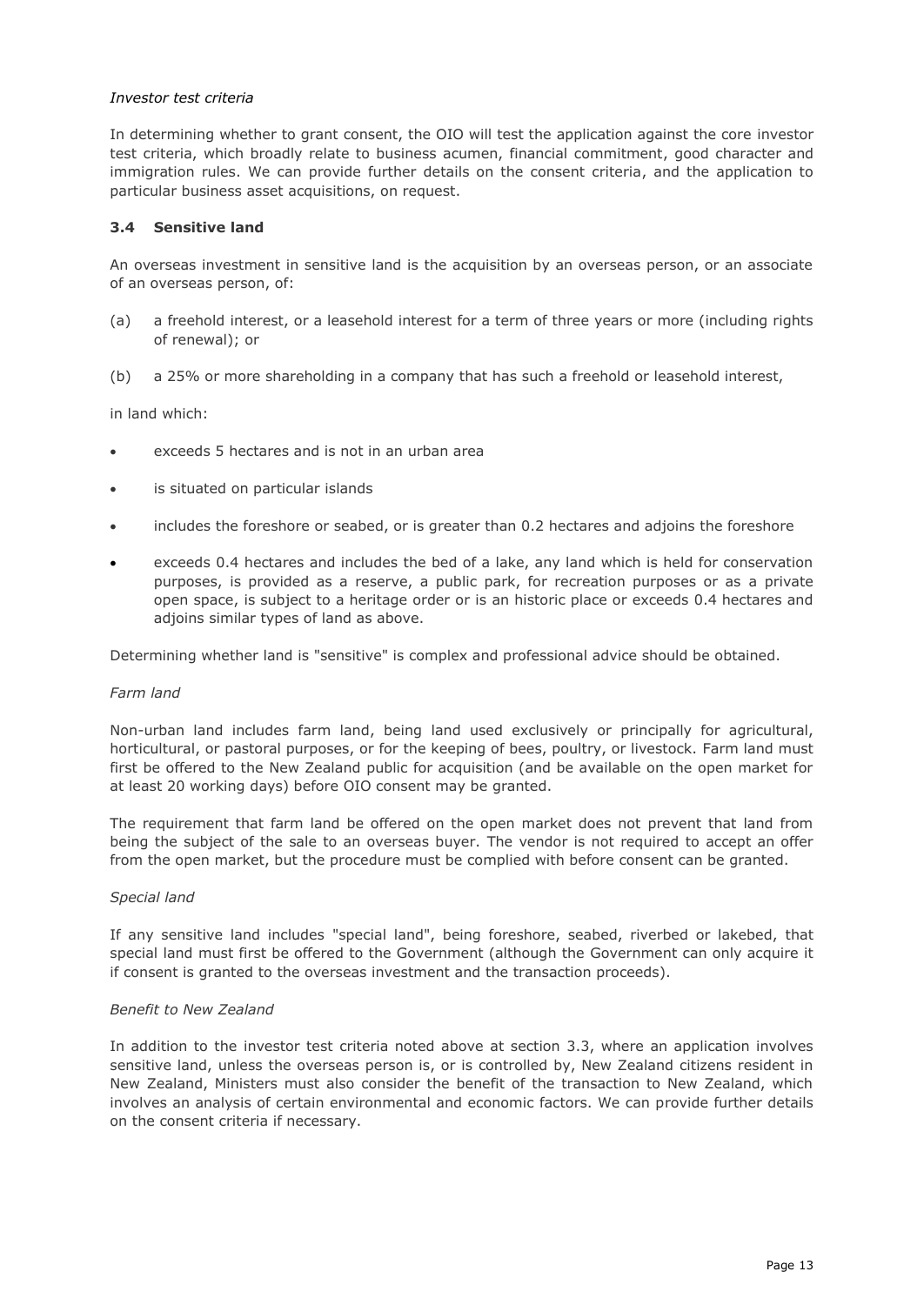*Investor test criteria*

In determining whether to grant consent, the OIO will test the application against the core investor test criteria, which broadly relate to business acumen, financial commitment, good character and immigration rules. We can provide further details on the consent criteria, and the application to particular business asset acquisitions, on request.

### 3.4 Sensitive land

An overseas investment in sensitive land is the acquisition by an overseas person, or an associate of an overseas person, of:

(a) a freehold interest, or a leasehold interest for a term of three years or more (including rights of renewal); or

(b) a 25% or more shareholding in a company that has such a freehold or leasehold interest,

in land which:

- exceeds 5 hectares and is not in an urban area
- is situated on particular islands
- includes the foreshore or seabed, or is greater than 0.2 hectares and adjoins the foreshore
- exceeds 0.4 hectares and includes the bed of a lake, any land which is held for conservation purposes, is provided as a reserve, a public park, for recreation purposes or as a private open space, is subject to a heritage order or is an historic place or exceeds 0.4 hectares and adjoins similar types of land as above.

Determining whether land is "sensitive" is complex and professional advice should be obtained.

*Farm land*

Non-urban land includes farm land, being land used exclusively or principally for agricultural, horticultural, or pastoral purposes, or for the keeping of bees, poultry, or livestock. Farm land must first be offered to the New Zealand public for acquisition (and be available on the open market for at least 20 working days) before OIO consent may be granted.

The requirement that farm land be offered on the open market does not prevent that land from being the subject of the sale to an overseas buyer. The vendor is not required to accept an offer from the open market, but the procedure must be complied with before consent can be granted.

*Special land*

If any sensitive land includes "special land", being foreshore, seabed, riverbed or lakebed, that special land must first be offered to the Government (although the Government can only acquire it if consent is granted to the overseas investment and the transaction proceeds).

*Benefit to New Zealand*

In addition to the investor test criteria noted above at section 3.3, where an application involves sensitive land, unless the overseas person is, or is controlled by, New Zealand citizens resident in New Zealand, Ministers must also consider the benefit of the transaction to New Zealand, which involves an analysis of certain environmental and economic factors. We can provide further details on the consent criteria if necessary.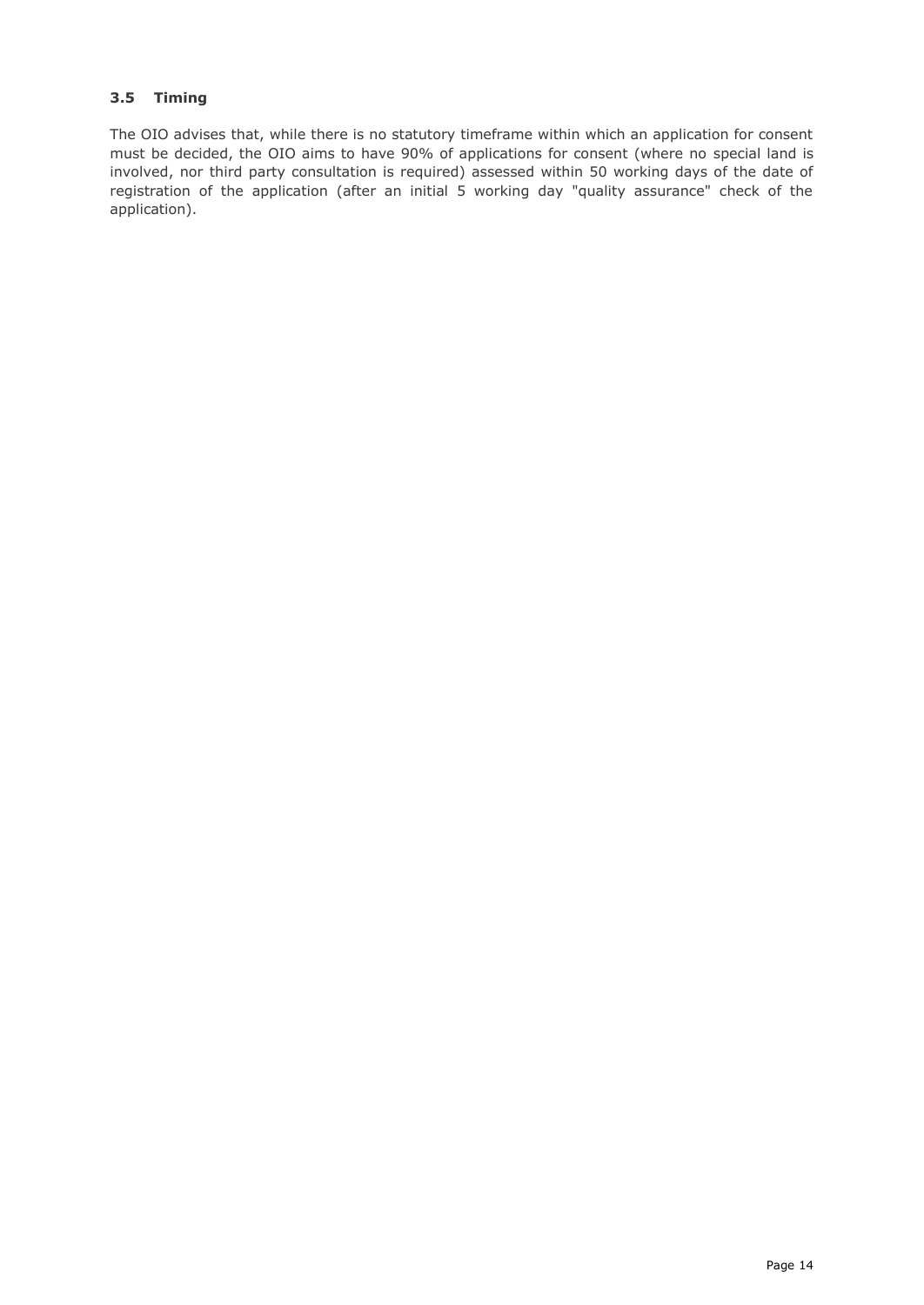### 3.5 Timing

The OIO advises that, while there is no statutory timeframe within which an application for consent must be decided, the OIO aims to have 90% of applications for consent (where no special land is involved, nor third party consultation is required) assessed within 50 working days of the date of registration of the application (after an initial 5 working day "quality assurance" check of the application).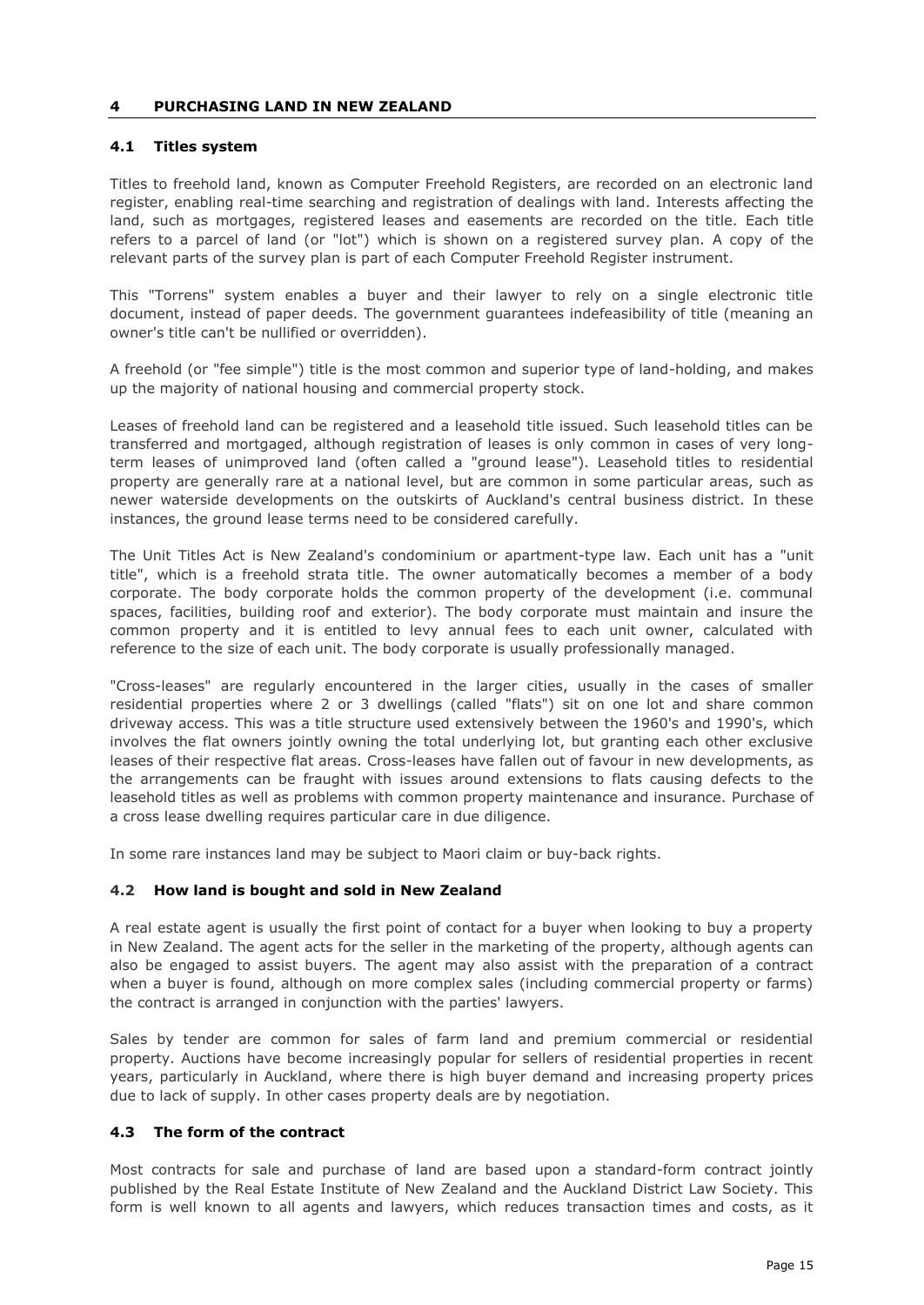## 4 PURCHASING LAND IN NEW ZEALAND

### 4.1 Titles system

Titles to freehold land, known as Computer Freehold Registers, are recorded on an electronic land register, enabling real-time searching and registration of dealings with land. Interests affecting the land, such as mortgages, registered leases and easements are recorded on the title. Each title refers to a parcel of land (or "lot") which is shown on a registered survey plan. A copy of the relevant parts of the survey plan is part of each Computer Freehold Register instrument.

This "Torrens" system enables a buyer and their lawyer to rely on a single electronic title document, instead of paper deeds. The government guarantees indefeasibility of title (meaning an owner's title can't be nullified or overridden).

A freehold (or "fee simple") title is the most common and superior type of land-holding, and makes up the majority of national housing and commercial property stock.

Leases of freehold land can be registered and a leasehold title issued. Such leasehold titles can be transferred and mortgaged, although registration of leases is only common in cases of very long-term leases of unimproved land (often called a "ground lease"). Leasehold titles to residential property are generally rare at a national level, but are common in some particular areas, such as newer waterside developments on the outskirts of Auckland's central business district. In these instances, the ground lease terms need to be considered carefully.

The Unit Titles Act is New Zealand's condominium or apartment-type law. Each unit has a "unit title", which is a freehold strata title. The owner automatically becomes a member of a body corporate. The body corporate holds the common property of the development (i.e. communal spaces, facilities, building roof and exterior). The body corporate must maintain and insure the common property and it is entitled to levy annual fees to each unit owner, calculated with reference to the size of each unit. The body corporate is usually professionally managed.

"Cross-leases" are regularly encountered in the larger cities, usually in the cases of smaller residential properties where 2 or 3 dwellings (called "flats") sit on one lot and share common driveway access. This was a title structure used extensively between the 1960's and 1990's, which involves the flat owners jointly owning the total underlying lot, but granting each other exclusive leases of their respective flat areas. Cross-leases have fallen out of favour in new developments, as the arrangements can be fraught with issues around extensions to flats causing defects to the leasehold titles as well as problems with common property maintenance and insurance. Purchase of a cross lease dwelling requires particular care in due diligence.

In some rare instances land may be subject to Maori claim or buy-back rights.

### 4.2 How land is bought and sold in New Zealand

A real estate agent is usually the first point of contact for a buyer when looking to buy a property in New Zealand. The agent acts for the seller in the marketing of the property, although agents can also be engaged to assist buyers. The agent may also assist with the preparation of a contract when a buyer is found, although on more complex sales (including commercial property or farms) the contract is arranged in conjunction with the parties' lawyers.

Sales by tender are common for sales of farm land and premium commercial or residential property. Auctions have become increasingly popular for sellers of residential properties in recent years, particularly in Auckland, where there is high buyer demand and increasing property prices due to lack of supply. In other cases property deals are by negotiation.

### 4.3 The form of the contract

Most contracts for sale and purchase of land are based upon a standard-form contract jointly published by the Real Estate Institute of New Zealand and the Auckland District Law Society. This form is well known to all agents and lawyers, which reduces transaction times and costs, as it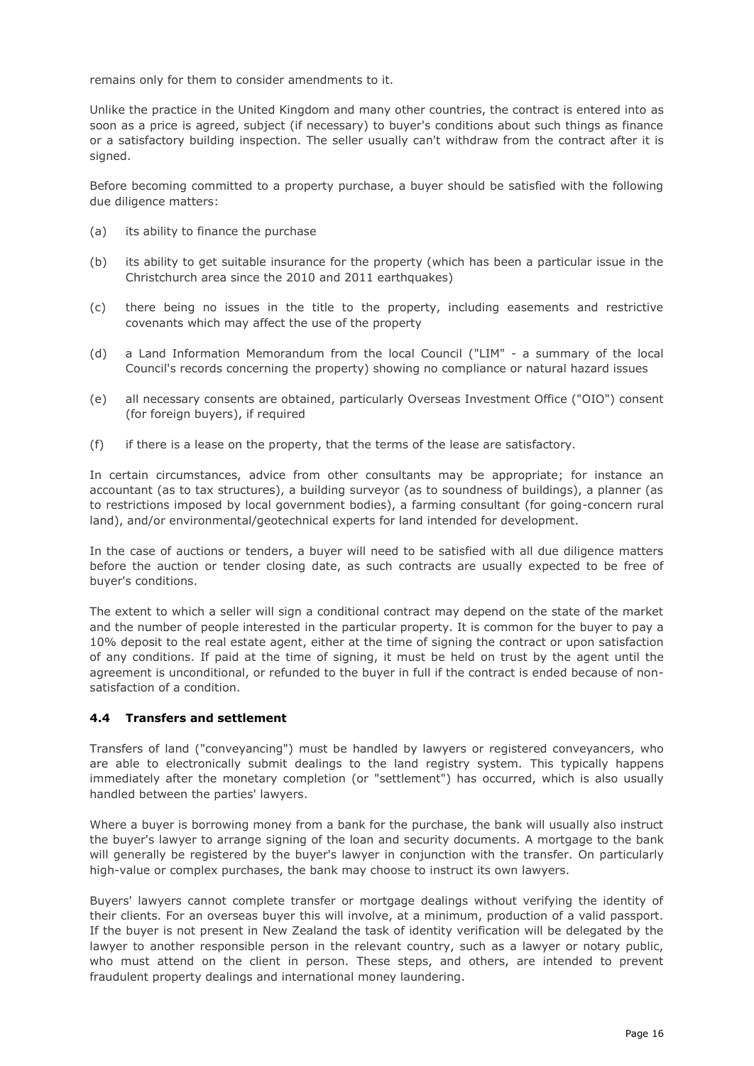remains only for them to consider amendments to it.

Unlike the practice in the United Kingdom and many other countries, the contract is entered into as soon as a price is agreed, subject (if necessary) to buyer's conditions about such things as finance or a satisfactory building inspection. The seller usually can't withdraw from the contract after it is signed.

Before becoming committed to a property purchase, a buyer should be satisfied with the following due diligence matters:

(a) its ability to finance the purchase

(b) its ability to get suitable insurance for the property (which has been a particular issue in the Christchurch area since the 2010 and 2011 earthquakes)

(c) there being no issues in the title to the property, including easements and restrictive covenants which may affect the use of the property

(d) a Land Information Memorandum from the local Council ("LIM" - a summary of the local Council's records concerning the property) showing no compliance or natural hazard issues

(e) all necessary consents are obtained, particularly Overseas Investment Office ("OIO") consent (for foreign buyers), if required

(f) if there is a lease on the property, that the terms of the lease are satisfactory.

In certain circumstances, advice from other consultants may be appropriate; for instance an accountant (as to tax structures), a building surveyor (as to soundness of buildings), a planner (as to restrictions imposed by local government bodies), a farming consultant (for going-concern rural land), and/or environmental/geotechnical experts for land intended for development.

In the case of auctions or tenders, a buyer will need to be satisfied with all due diligence matters before the auction or tender closing date, as such contracts are usually expected to be free of buyer's conditions.

The extent to which a seller will sign a conditional contract may depend on the state of the market and the number of people interested in the particular property. It is common for the buyer to pay a 10% deposit to the real estate agent, either at the time of signing the contract or upon satisfaction of any conditions. If paid at the time of signing, it must be held on trust by the agent until the agreement is unconditional, or refunded to the buyer in full if the contract is ended because of non-satisfaction of a condition.

### 4.4 Transfers and settlement

Transfers of land ("conveyancing") must be handled by lawyers or registered conveyancers, who are able to electronically submit dealings to the land registry system. This typically happens immediately after the monetary completion (or "settlement") has occurred, which is also usually handled between the parties' lawyers.

Where a buyer is borrowing money from a bank for the purchase, the bank will usually also instruct the buyer's lawyer to arrange signing of the loan and security documents. A mortgage to the bank will generally be registered by the buyer's lawyer in conjunction with the transfer. On particularly high-value or complex purchases, the bank may choose to instruct its own lawyers.

Buyers' lawyers cannot complete transfer or mortgage dealings without verifying the identity of their clients. For an overseas buyer this will involve, at a minimum, production of a valid passport. If the buyer is not present in New Zealand the task of identity verification will be delegated by the lawyer to another responsible person in the relevant country, such as a lawyer or notary public, who must attend on the client in person. These steps, and others, are intended to prevent fraudulent property dealings and international money laundering.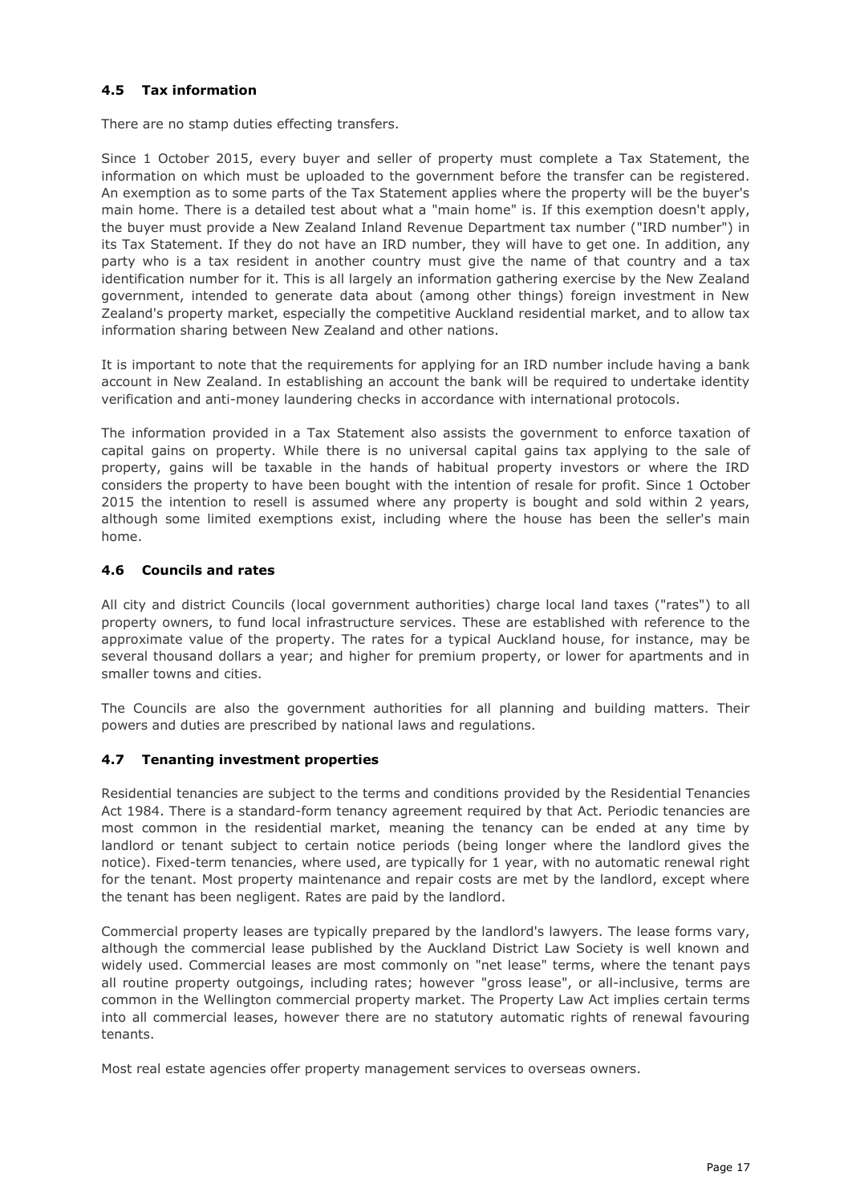### 4.5 Tax information

There are no stamp duties effecting transfers.

Since 1 October 2015, every buyer and seller of property must complete a Tax Statement, the information on which must be uploaded to the government before the transfer can be registered. An exemption as to some parts of the Tax Statement applies where the property will be the buyer's main home. There is a detailed test about what a "main home" is. If this exemption doesn't apply, the buyer must provide a New Zealand Inland Revenue Department tax number ("IRD number") in its Tax Statement. If they do not have an IRD number, they will have to get one. In addition, any party who is a tax resident in another country must give the name of that country and a tax identification number for it. This is all largely an information gathering exercise by the New Zealand government, intended to generate data about (among other things) foreign investment in New Zealand's property market, especially the competitive Auckland residential market, and to allow tax information sharing between New Zealand and other nations.

It is important to note that the requirements for applying for an IRD number include having a bank account in New Zealand. In establishing an account the bank will be required to undertake identity verification and anti-money laundering checks in accordance with international protocols.

The information provided in a Tax Statement also assists the government to enforce taxation of capital gains on property. While there is no universal capital gains tax applying to the sale of property, gains will be taxable in the hands of habitual property investors or where the IRD considers the property to have been bought with the intention of resale for profit. Since 1 October 2015 the intention to resell is assumed where any property is bought and sold within 2 years, although some limited exemptions exist, including where the house has been the seller's main home.

### 4.6 Councils and rates

All city and district Councils (local government authorities) charge local land taxes ("rates") to all property owners, to fund local infrastructure services. These are established with reference to the approximate value of the property. The rates for a typical Auckland house, for instance, may be several thousand dollars a year; and higher for premium property, or lower for apartments and in smaller towns and cities.

The Councils are also the government authorities for all planning and building matters. Their powers and duties are prescribed by national laws and regulations.

### 4.7 Tenanting investment properties

Residential tenancies are subject to the terms and conditions provided by the Residential Tenancies Act 1984. There is a standard-form tenancy agreement required by that Act. Periodic tenancies are most common in the residential market, meaning the tenancy can be ended at any time by landlord or tenant subject to certain notice periods (being longer where the landlord gives the notice). Fixed-term tenancies, where used, are typically for 1 year, with no automatic renewal right for the tenant. Most property maintenance and repair costs are met by the landlord, except where the tenant has been negligent. Rates are paid by the landlord.

Commercial property leases are typically prepared by the landlord's lawyers. The lease forms vary, although the commercial lease published by the Auckland District Law Society is well known and widely used. Commercial leases are most commonly on "net lease" terms, where the tenant pays all routine property outgoings, including rates; however "gross lease", or all-inclusive, terms are common in the Wellington commercial property market. The Property Law Act implies certain terms into all commercial leases, however there are no statutory automatic rights of renewal favouring tenants.

Most real estate agencies offer property management services to overseas owners.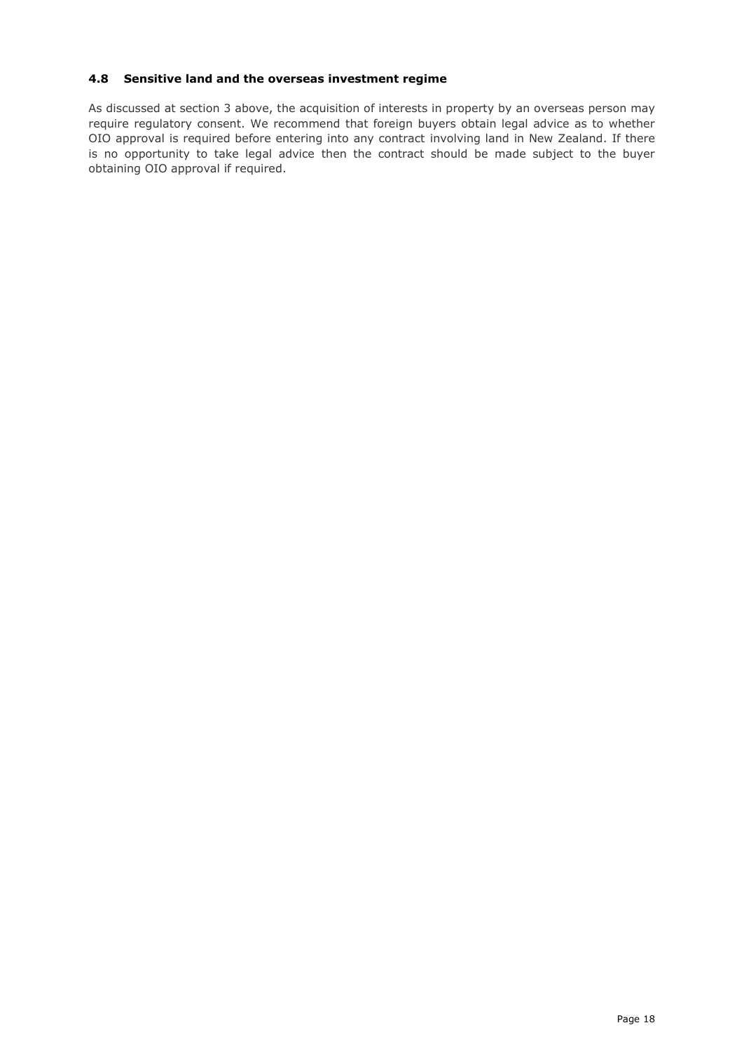### 4.8 Sensitive land and the overseas investment regime

As discussed at section 3 above, the acquisition of interests in property by an overseas person may require regulatory consent. We recommend that foreign buyers obtain legal advice as to whether OIO approval is required before entering into any contract involving land in New Zealand. If there is no opportunity to take legal advice then the contract should be made subject to the buyer obtaining OIO approval if required.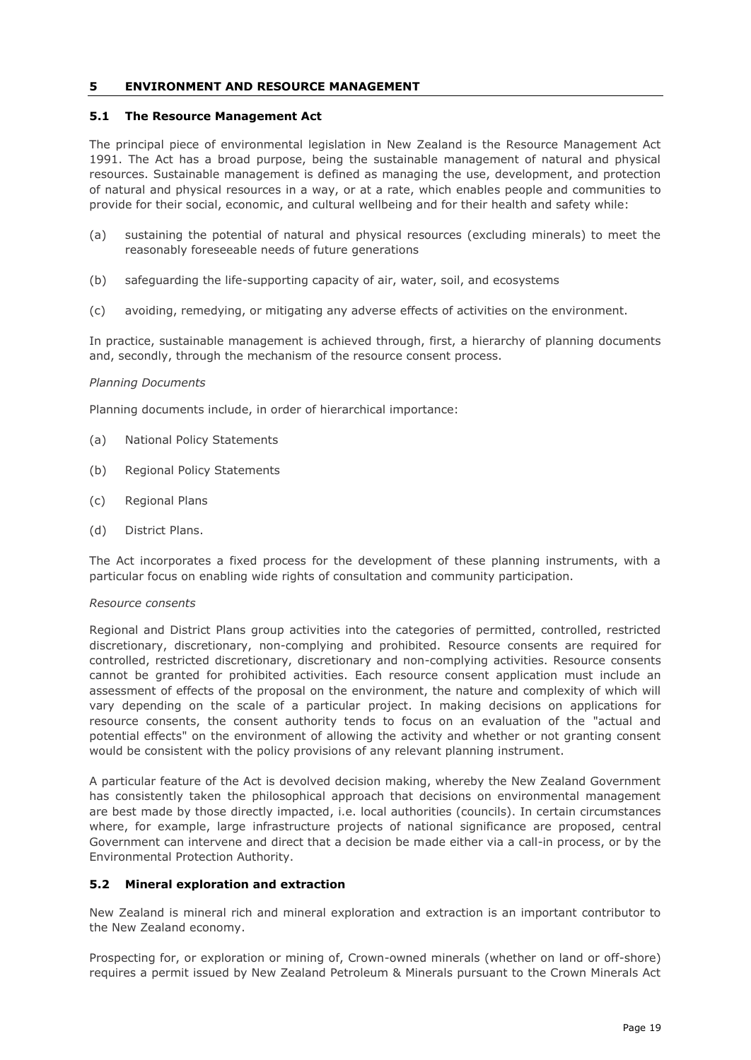## 5 ENVIRONMENT AND RESOURCE MANAGEMENT

### 5.1 The Resource Management Act

The principal piece of environmental legislation in New Zealand is the Resource Management Act 1991. The Act has a broad purpose, being the sustainable management of natural and physical resources. Sustainable management is defined as managing the use, development, and protection of natural and physical resources in a way, or at a rate, which enables people and communities to provide for their social, economic, and cultural wellbeing and for their health and safety while:

(a) sustaining the potential of natural and physical resources (excluding minerals) to meet the reasonably foreseeable needs of future generations

(b) safeguarding the life-supporting capacity of air, water, soil, and ecosystems

(c) avoiding, remedying, or mitigating any adverse effects of activities on the environment.

In practice, sustainable management is achieved through, first, a hierarchy of planning documents and, secondly, through the mechanism of the resource consent process.

*Planning Documents*

Planning documents include, in order of hierarchical importance:

(a) National Policy Statements

(b) Regional Policy Statements

(c) Regional Plans

(d) District Plans.

The Act incorporates a fixed process for the development of these planning instruments, with a particular focus on enabling wide rights of consultation and community participation.

*Resource consents*

Regional and District Plans group activities into the categories of permitted, controlled, restricted discretionary, discretionary, non-complying and prohibited. Resource consents are required for controlled, restricted discretionary, discretionary and non-complying activities. Resource consents cannot be granted for prohibited activities. Each resource consent application must include an assessment of effects of the proposal on the environment, the nature and complexity of which will vary depending on the scale of a particular project. In making decisions on applications for resource consents, the consent authority tends to focus on an evaluation of the "actual and potential effects" on the environment of allowing the activity and whether or not granting consent would be consistent with the policy provisions of any relevant planning instrument.

A particular feature of the Act is devolved decision making, whereby the New Zealand Government has consistently taken the philosophical approach that decisions on environmental management are best made by those directly impacted, i.e. local authorities (councils). In certain circumstances where, for example, large infrastructure projects of national significance are proposed, central Government can intervene and direct that a decision be made either via a call-in process, or by the Environmental Protection Authority.

### 5.2 Mineral exploration and extraction

New Zealand is mineral rich and mineral exploration and extraction is an important contributor to the New Zealand economy.

Prospecting for, or exploration or mining of, Crown-owned minerals (whether on land or off-shore) requires a permit issued by New Zealand Petroleum & Minerals pursuant to the Crown Minerals Act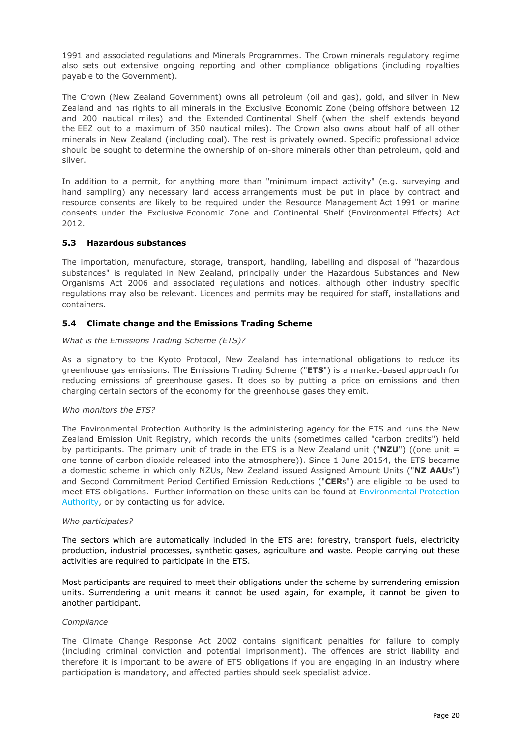1991 and associated regulations and Minerals Programmes. The Crown minerals regulatory regime also sets out extensive ongoing reporting and other compliance obligations (including royalties payable to the Government).

The Crown (New Zealand Government) owns all petroleum (oil and gas), gold, and silver in New Zealand and has rights to all minerals in the Exclusive Economic Zone (being offshore between 12 and 200 nautical miles) and the Extended Continental Shelf (when the shelf extends beyond the EEZ out to a maximum of 350 nautical miles). The Crown also owns about half of all other minerals in New Zealand (including coal). The rest is privately owned. Specific professional advice should be sought to determine the ownership of on-shore minerals other than petroleum, gold and silver.

In addition to a permit, for anything more than "minimum impact activity" (e.g. surveying and hand sampling) any necessary land access arrangements must be put in place by contract and resource consents are likely to be required under the Resource Management Act 1991 or marine consents under the Exclusive Economic Zone and Continental Shelf (Environmental Effects) Act 2012.

### 5.3 Hazardous substances

The importation, manufacture, storage, transport, handling, labelling and disposal of "hazardous substances" is regulated in New Zealand, principally under the Hazardous Substances and New Organisms Act 2006 and associated regulations and notices, although other industry specific regulations may also be relevant. Licences and permits may be required for staff, installations and containers.

### 5.4 Climate change and the Emissions Trading Scheme

*What is the Emissions Trading Scheme (ETS)?*

As a signatory to the Kyoto Protocol, New Zealand has international obligations to reduce its greenhouse gas emissions. The Emissions Trading Scheme ("**ETS**") is a market-based approach for reducing emissions of greenhouse gases. It does so by putting a price on emissions and then charging certain sectors of the economy for the greenhouse gases they emit.

*Who monitors the ETS?*

The Environmental Protection Authority is the administering agency for the ETS and runs the New Zealand Emission Unit Registry, which records the units (sometimes called "carbon credits") held by participants. The primary unit of trade in the ETS is a New Zealand unit ("**NZU**") ((one unit = one tonne of carbon dioxide released into the atmosphere)). Since 1 June 20154, the ETS became a domestic scheme in which only NZUs, New Zealand issued Assigned Amount Units ("**NZ AAU**s") and Second Commitment Period Certified Emission Reductions ("**CER**s") are eligible to be used to meet ETS obligations. Further information on these units can be found at Environmental Protection Authority, or by contacting us for advice.

*Who participates?*

The sectors which are automatically included in the ETS are: forestry, transport fuels, electricity production, industrial processes, synthetic gases, agriculture and waste. People carrying out these activities are required to participate in the ETS.

Most participants are required to meet their obligations under the scheme by surrendering emission units. Surrendering a unit means it cannot be used again, for example, it cannot be given to another participant.

*Compliance*

The Climate Change Response Act 2002 contains significant penalties for failure to comply (including criminal conviction and potential imprisonment). The offences are strict liability and therefore it is important to be aware of ETS obligations if you are engaging in an industry where participation is mandatory, and affected parties should seek specialist advice.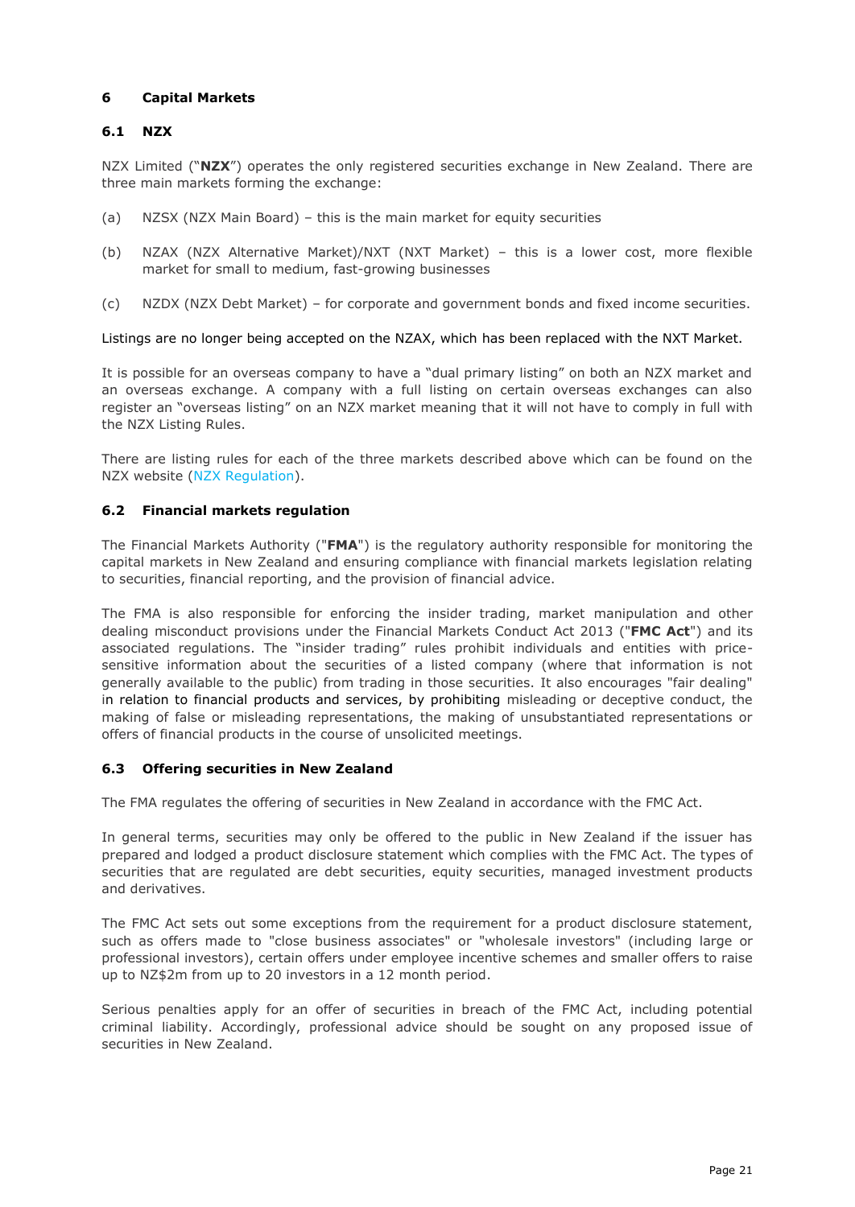## 6 Capital Markets

### 6.1 NZX

NZX Limited ("**NZX**") operates the only registered securities exchange in New Zealand. There are three main markets forming the exchange:

(a) NZSX (NZX Main Board) – this is the main market for equity securities

(b) NZAX (NZX Alternative Market)/NXT (NXT Market) – this is a lower cost, more flexible market for small to medium, fast-growing businesses

(c) NZDX (NZX Debt Market) – for corporate and government bonds and fixed income securities.

Listings are no longer being accepted on the NZAX, which has been replaced with the NXT Market.

It is possible for an overseas company to have a "dual primary listing" on both an NZX market and an overseas exchange. A company with a full listing on certain overseas exchanges can also register an "overseas listing" on an NZX market meaning that it will not have to comply in full with the NZX Listing Rules.

There are listing rules for each of the three markets described above which can be found on the NZX website (NZX Regulation).

### 6.2 Financial markets regulation

The Financial Markets Authority ("**FMA**") is the regulatory authority responsible for monitoring the capital markets in New Zealand and ensuring compliance with financial markets legislation relating to securities, financial reporting, and the provision of financial advice.

The FMA is also responsible for enforcing the insider trading, market manipulation and other dealing misconduct provisions under the Financial Markets Conduct Act 2013 ("**FMC Act**") and its associated regulations. The "insider trading" rules prohibit individuals and entities with price-sensitive information about the securities of a listed company (where that information is not generally available to the public) from trading in those securities. It also encourages "fair dealing" in relation to financial products and services, by prohibiting misleading or deceptive conduct, the making of false or misleading representations, the making of unsubstantiated representations or offers of financial products in the course of unsolicited meetings.

### 6.3 Offering securities in New Zealand

The FMA regulates the offering of securities in New Zealand in accordance with the FMC Act.

In general terms, securities may only be offered to the public in New Zealand if the issuer has prepared and lodged a product disclosure statement which complies with the FMC Act. The types of securities that are regulated are debt securities, equity securities, managed investment products and derivatives.

The FMC Act sets out some exceptions from the requirement for a product disclosure statement, such as offers made to "close business associates" or "wholesale investors" (including large or professional investors), certain offers under employee incentive schemes and smaller offers to raise up to NZ$2m from up to 20 investors in a 12 month period.

Serious penalties apply for an offer of securities in breach of the FMC Act, including potential criminal liability. Accordingly, professional advice should be sought on any proposed issue of securities in New Zealand.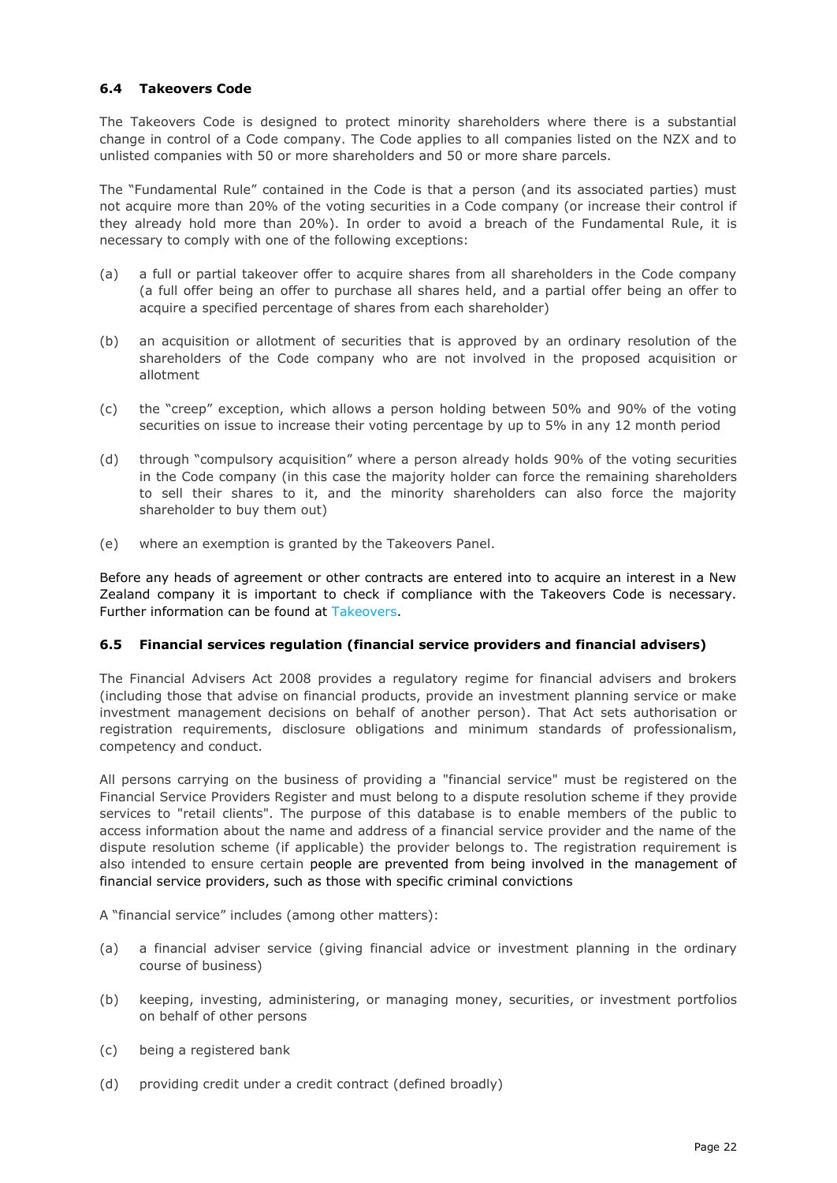### 6.4 Takeovers Code

The Takeovers Code is designed to protect minority shareholders where there is a substantial change in control of a Code company. The Code applies to all companies listed on the NZX and to unlisted companies with 50 or more shareholders and 50 or more share parcels.

The "Fundamental Rule" contained in the Code is that a person (and its associated parties) must not acquire more than 20% of the voting securities in a Code company (or increase their control if they already hold more than 20%). In order to avoid a breach of the Fundamental Rule, it is necessary to comply with one of the following exceptions:

(a) a full or partial takeover offer to acquire shares from all shareholders in the Code company (a full offer being an offer to purchase all shares held, and a partial offer being an offer to acquire a specified percentage of shares from each shareholder)

(b) an acquisition or allotment of securities that is approved by an ordinary resolution of the shareholders of the Code company who are not involved in the proposed acquisition or allotment

(c) the "creep" exception, which allows a person holding between 50% and 90% of the voting securities on issue to increase their voting percentage by up to 5% in any 12 month period

(d) through "compulsory acquisition" where a person already holds 90% of the voting securities in the Code company (in this case the majority holder can force the remaining shareholders to sell their shares to it, and the minority shareholders can also force the majority shareholder to buy them out)

(e) where an exemption is granted by the Takeovers Panel.

Before any heads of agreement or other contracts are entered into to acquire an interest in a New Zealand company it is important to check if compliance with the Takeovers Code is necessary. Further information can be found at Takeovers.

### 6.5 Financial services regulation (financial service providers and financial advisers)

The Financial Advisers Act 2008 provides a regulatory regime for financial advisers and brokers (including those that advise on financial products, provide an investment planning service or make investment management decisions on behalf of another person). That Act sets authorisation or registration requirements, disclosure obligations and minimum standards of professionalism, competency and conduct.

All persons carrying on the business of providing a "financial service" must be registered on the Financial Service Providers Register and must belong to a dispute resolution scheme if they provide services to "retail clients". The purpose of this database is to enable members of the public to access information about the name and address of a financial service provider and the name of the dispute resolution scheme (if applicable) the provider belongs to. The registration requirement is also intended to ensure certain people are prevented from being involved in the management of financial service providers, such as those with specific criminal convictions

A "financial service" includes (among other matters):

(a) a financial adviser service (giving financial advice or investment planning in the ordinary course of business)

(b) keeping, investing, administering, or managing money, securities, or investment portfolios on behalf of other persons

(c) being a registered bank

(d) providing credit under a credit contract (defined broadly)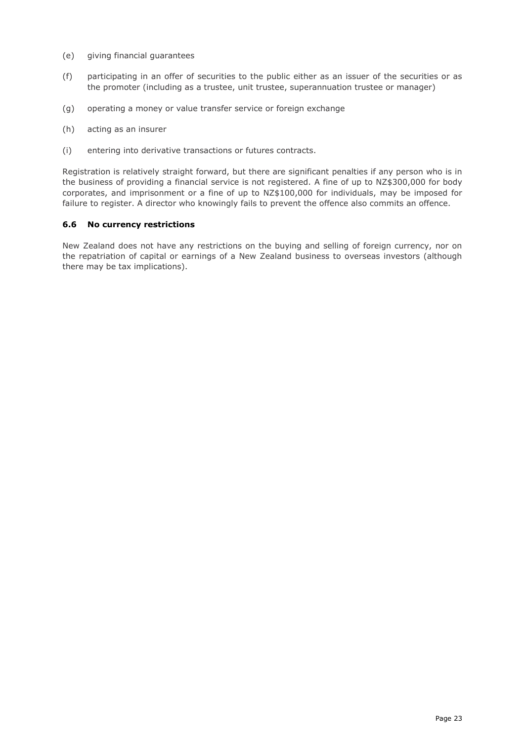(e) giving financial guarantees

(f) participating in an offer of securities to the public either as an issuer of the securities or as the promoter (including as a trustee, unit trustee, superannuation trustee or manager)

(g) operating a money or value transfer service or foreign exchange

(h) acting as an insurer

(i) entering into derivative transactions or futures contracts.

Registration is relatively straight forward, but there are significant penalties if any person who is in the business of providing a financial service is not registered. A fine of up to NZ$300,000 for body corporates, and imprisonment or a fine of up to NZ$100,000 for individuals, may be imposed for failure to register. A director who knowingly fails to prevent the offence also commits an offence.

### 6.6 No currency restrictions

New Zealand does not have any restrictions on the buying and selling of foreign currency, nor on the repatriation of capital or earnings of a New Zealand business to overseas investors (although there may be tax implications).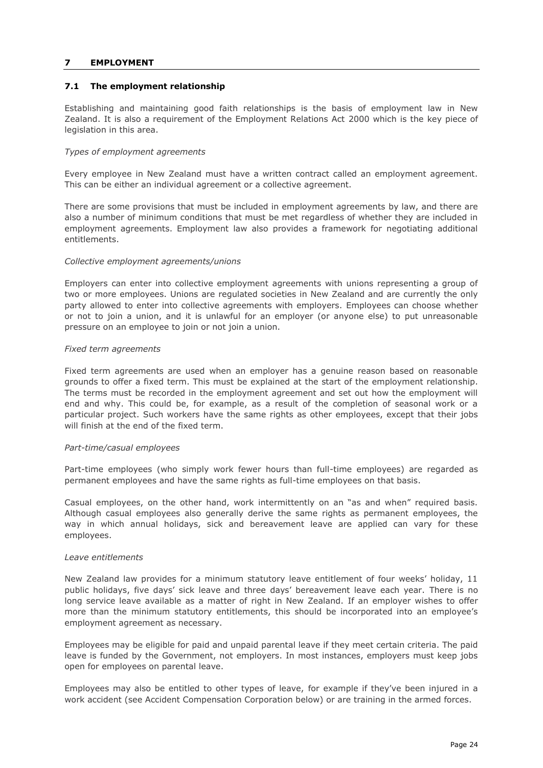## 7 EMPLOYMENT

### 7.1 The employment relationship

Establishing and maintaining good faith relationships is the basis of employment law in New Zealand. It is also a requirement of the Employment Relations Act 2000 which is the key piece of legislation in this area.

*Types of employment agreements*

Every employee in New Zealand must have a written contract called an employment agreement. This can be either an individual agreement or a collective agreement.

There are some provisions that must be included in employment agreements by law, and there are also a number of minimum conditions that must be met regardless of whether they are included in employment agreements. Employment law also provides a framework for negotiating additional entitlements.

*Collective employment agreements/unions*

Employers can enter into collective employment agreements with unions representing a group of two or more employees. Unions are regulated societies in New Zealand and are currently the only party allowed to enter into collective agreements with employers. Employees can choose whether or not to join a union, and it is unlawful for an employer (or anyone else) to put unreasonable pressure on an employee to join or not join a union.

*Fixed term agreements*

Fixed term agreements are used when an employer has a genuine reason based on reasonable grounds to offer a fixed term. This must be explained at the start of the employment relationship. The terms must be recorded in the employment agreement and set out how the employment will end and why. This could be, for example, as a result of the completion of seasonal work or a particular project. Such workers have the same rights as other employees, except that their jobs will finish at the end of the fixed term.

*Part-time/casual employees*

Part-time employees (who simply work fewer hours than full-time employees) are regarded as permanent employees and have the same rights as full-time employees on that basis.

Casual employees, on the other hand, work intermittently on an "as and when" required basis. Although casual employees also generally derive the same rights as permanent employees, the way in which annual holidays, sick and bereavement leave are applied can vary for these employees.

*Leave entitlements*

New Zealand law provides for a minimum statutory leave entitlement of four weeks' holiday, 11 public holidays, five days' sick leave and three days' bereavement leave each year. There is no long service leave available as a matter of right in New Zealand. If an employer wishes to offer more than the minimum statutory entitlements, this should be incorporated into an employee's employment agreement as necessary.

Employees may be eligible for paid and unpaid parental leave if they meet certain criteria. The paid leave is funded by the Government, not employers. In most instances, employers must keep jobs open for employees on parental leave.

Employees may also be entitled to other types of leave, for example if they've been injured in a work accident (see Accident Compensation Corporation below) or are training in the armed forces.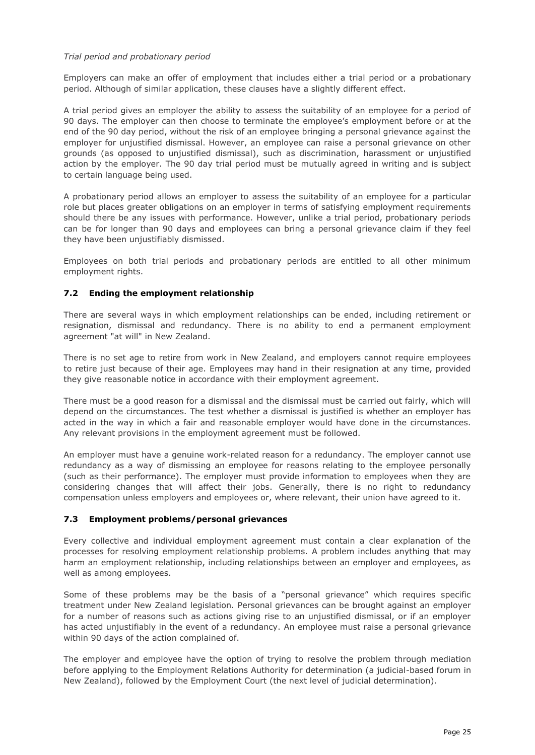*Trial period and probationary period*

Employers can make an offer of employment that includes either a trial period or a probationary period. Although of similar application, these clauses have a slightly different effect.

A trial period gives an employer the ability to assess the suitability of an employee for a period of 90 days. The employer can then choose to terminate the employee's employment before or at the end of the 90 day period, without the risk of an employee bringing a personal grievance against the employer for unjustified dismissal. However, an employee can raise a personal grievance on other grounds (as opposed to unjustified dismissal), such as discrimination, harassment or unjustified action by the employer. The 90 day trial period must be mutually agreed in writing and is subject to certain language being used.

A probationary period allows an employer to assess the suitability of an employee for a particular role but places greater obligations on an employer in terms of satisfying employment requirements should there be any issues with performance. However, unlike a trial period, probationary periods can be for longer than 90 days and employees can bring a personal grievance claim if they feel they have been unjustifiably dismissed.

Employees on both trial periods and probationary periods are entitled to all other minimum employment rights.

### 7.2 Ending the employment relationship

There are several ways in which employment relationships can be ended, including retirement or resignation, dismissal and redundancy. There is no ability to end a permanent employment agreement "at will" in New Zealand.

There is no set age to retire from work in New Zealand, and employers cannot require employees to retire just because of their age. Employees may hand in their resignation at any time, provided they give reasonable notice in accordance with their employment agreement.

There must be a good reason for a dismissal and the dismissal must be carried out fairly, which will depend on the circumstances. The test whether a dismissal is justified is whether an employer has acted in the way in which a fair and reasonable employer would have done in the circumstances. Any relevant provisions in the employment agreement must be followed.

An employer must have a genuine work-related reason for a redundancy. The employer cannot use redundancy as a way of dismissing an employee for reasons relating to the employee personally (such as their performance). The employer must provide information to employees when they are considering changes that will affect their jobs. Generally, there is no right to redundancy compensation unless employers and employees or, where relevant, their union have agreed to it.

### 7.3 Employment problems/personal grievances

Every collective and individual employment agreement must contain a clear explanation of the processes for resolving employment relationship problems. A problem includes anything that may harm an employment relationship, including relationships between an employer and employees, as well as among employees.

Some of these problems may be the basis of a "personal grievance" which requires specific treatment under New Zealand legislation. Personal grievances can be brought against an employer for a number of reasons such as actions giving rise to an unjustified dismissal, or if an employer has acted unjustifiably in the event of a redundancy. An employee must raise a personal grievance within 90 days of the action complained of.

The employer and employee have the option of trying to resolve the problem through mediation before applying to the Employment Relations Authority for determination (a judicial-based forum in New Zealand), followed by the Employment Court (the next level of judicial determination).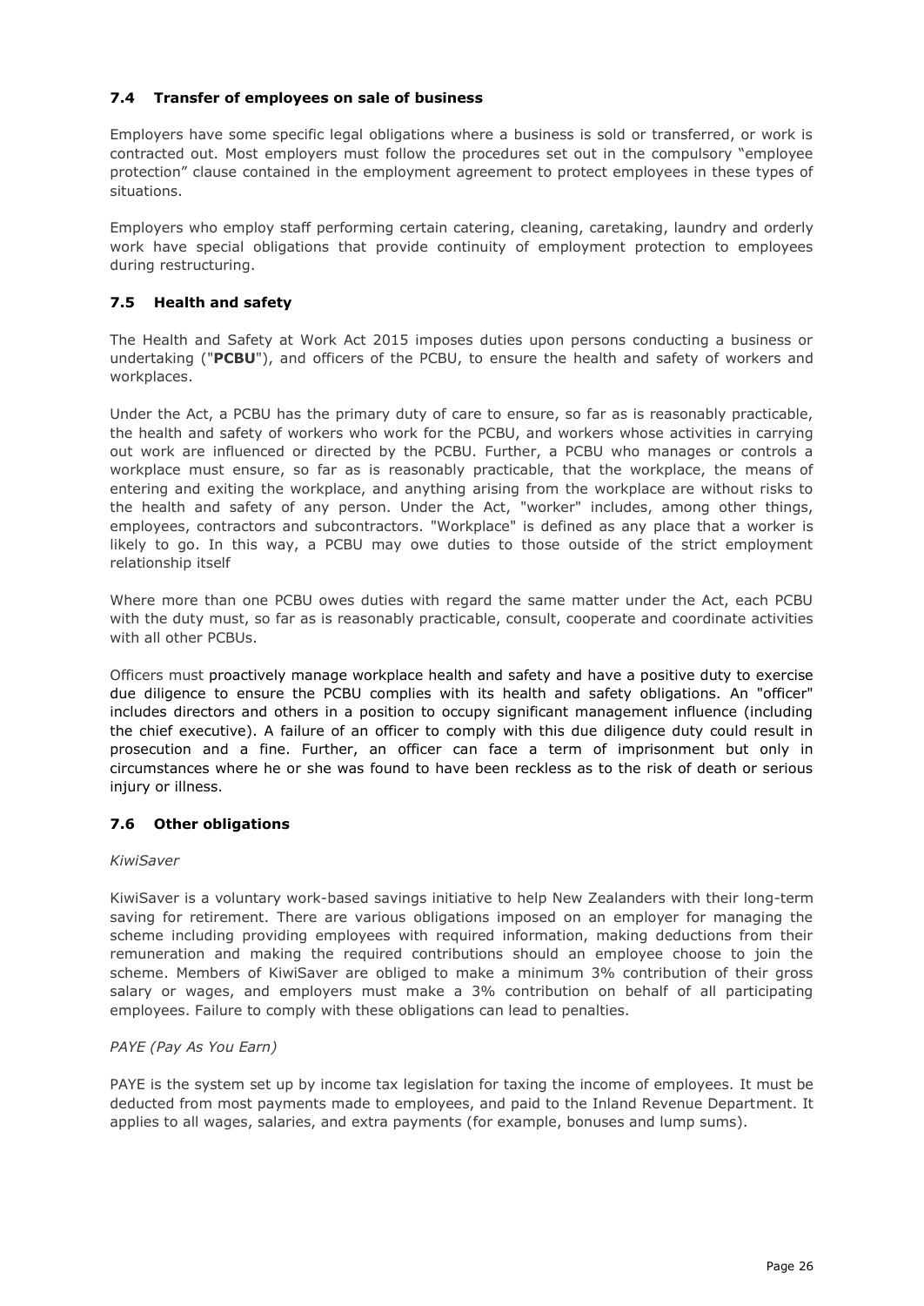### 7.4 Transfer of employees on sale of business

Employers have some specific legal obligations where a business is sold or transferred, or work is contracted out. Most employers must follow the procedures set out in the compulsory "employee protection" clause contained in the employment agreement to protect employees in these types of situations.

Employers who employ staff performing certain catering, cleaning, caretaking, laundry and orderly work have special obligations that provide continuity of employment protection to employees during restructuring.

### 7.5 Health and safety

The Health and Safety at Work Act 2015 imposes duties upon persons conducting a business or undertaking ("**PCBU**"), and officers of the PCBU, to ensure the health and safety of workers and workplaces.

Under the Act, a PCBU has the primary duty of care to ensure, so far as is reasonably practicable, the health and safety of workers who work for the PCBU, and workers whose activities in carrying out work are influenced or directed by the PCBU. Further, a PCBU who manages or controls a workplace must ensure, so far as is reasonably practicable, that the workplace, the means of entering and exiting the workplace, and anything arising from the workplace are without risks to the health and safety of any person. Under the Act, "worker" includes, among other things, employees, contractors and subcontractors. "Workplace" is defined as any place that a worker is likely to go. In this way, a PCBU may owe duties to those outside of the strict employment relationship itself

Where more than one PCBU owes duties with regard the same matter under the Act, each PCBU with the duty must, so far as is reasonably practicable, consult, cooperate and coordinate activities with all other PCBUs.

Officers must proactively manage workplace health and safety and have a positive duty to exercise due diligence to ensure the PCBU complies with its health and safety obligations. An "officer" includes directors and others in a position to occupy significant management influence (including the chief executive). A failure of an officer to comply with this due diligence duty could result in prosecution and a fine. Further, an officer can face a term of imprisonment but only in circumstances where he or she was found to have been reckless as to the risk of death or serious injury or illness.

### 7.6 Other obligations

*KiwiSaver*

KiwiSaver is a voluntary work-based savings initiative to help New Zealanders with their long-term saving for retirement. There are various obligations imposed on an employer for managing the scheme including providing employees with required information, making deductions from their remuneration and making the required contributions should an employee choose to join the scheme. Members of KiwiSaver are obliged to make a minimum 3% contribution of their gross salary or wages, and employers must make a 3% contribution on behalf of all participating employees. Failure to comply with these obligations can lead to penalties.

*PAYE (Pay As You Earn)*

PAYE is the system set up by income tax legislation for taxing the income of employees. It must be deducted from most payments made to employees, and paid to the Inland Revenue Department. It applies to all wages, salaries, and extra payments (for example, bonuses and lump sums).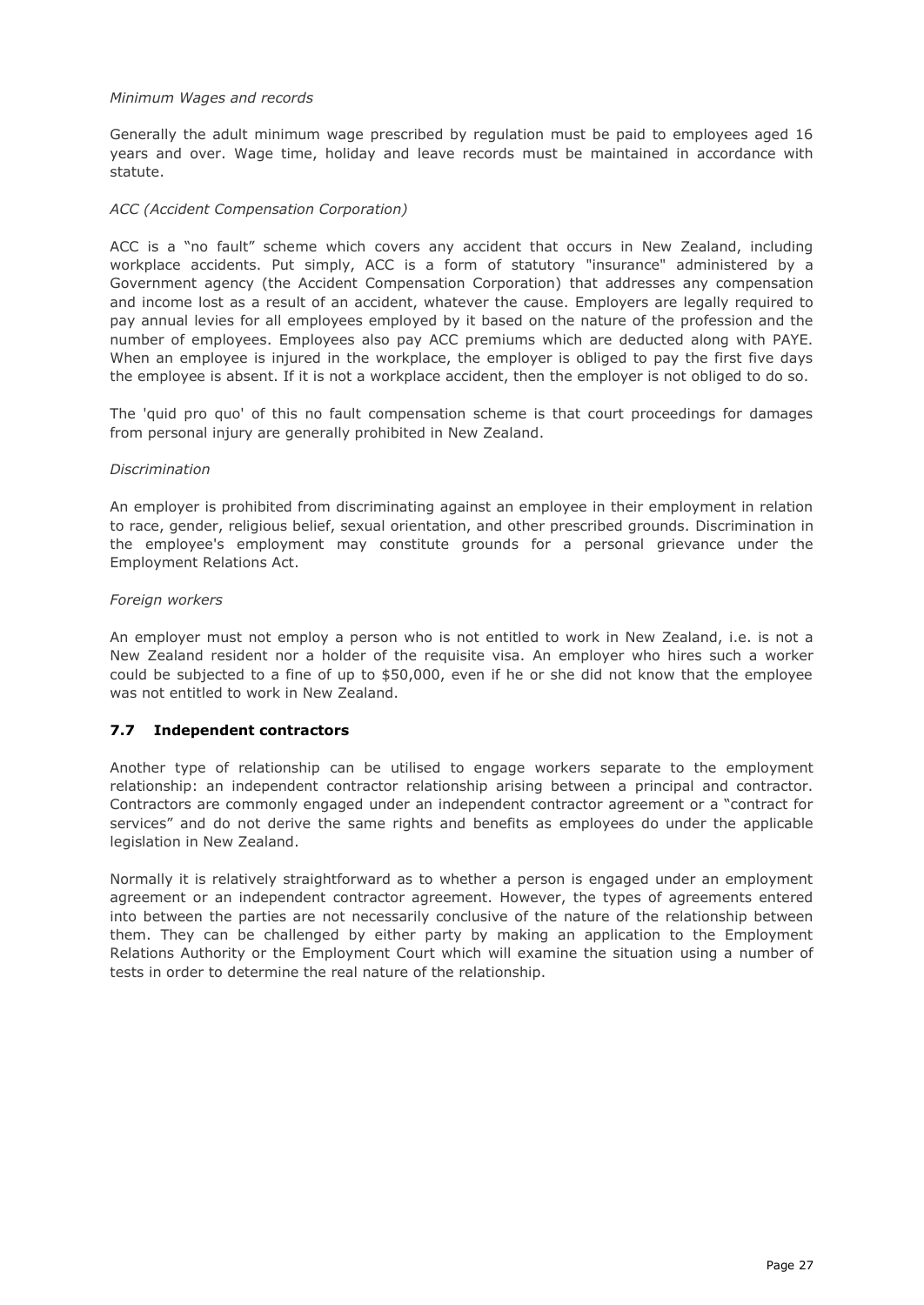*Minimum Wages and records*

Generally the adult minimum wage prescribed by regulation must be paid to employees aged 16 years and over. Wage time, holiday and leave records must be maintained in accordance with statute.

*ACC (Accident Compensation Corporation)*

ACC is a “no fault” scheme which covers any accident that occurs in New Zealand, including workplace accidents. Put simply, ACC is a form of statutory "insurance" administered by a Government agency (the Accident Compensation Corporation) that addresses any compensation and income lost as a result of an accident, whatever the cause. Employers are legally required to pay annual levies for all employees employed by it based on the nature of the profession and the number of employees. Employees also pay ACC premiums which are deducted along with PAYE. When an employee is injured in the workplace, the employer is obliged to pay the first five days the employee is absent. If it is not a workplace accident, then the employer is not obliged to do so.

The 'quid pro quo' of this no fault compensation scheme is that court proceedings for damages from personal injury are generally prohibited in New Zealand.

*Discrimination*

An employer is prohibited from discriminating against an employee in their employment in relation to race, gender, religious belief, sexual orientation, and other prescribed grounds. Discrimination in the employee's employment may constitute grounds for a personal grievance under the Employment Relations Act.

*Foreign workers*

An employer must not employ a person who is not entitled to work in New Zealand, i.e. is not a New Zealand resident nor a holder of the requisite visa. An employer who hires such a worker could be subjected to a fine of up to $50,000, even if he or she did not know that the employee was not entitled to work in New Zealand.

### 7.7 Independent contractors

Another type of relationship can be utilised to engage workers separate to the employment relationship: an independent contractor relationship arising between a principal and contractor. Contractors are commonly engaged under an independent contractor agreement or a “contract for services” and do not derive the same rights and benefits as employees do under the applicable legislation in New Zealand.

Normally it is relatively straightforward as to whether a person is engaged under an employment agreement or an independent contractor agreement. However, the types of agreements entered into between the parties are not necessarily conclusive of the nature of the relationship between them. They can be challenged by either party by making an application to the Employment Relations Authority or the Employment Court which will examine the situation using a number of tests in order to determine the real nature of the relationship.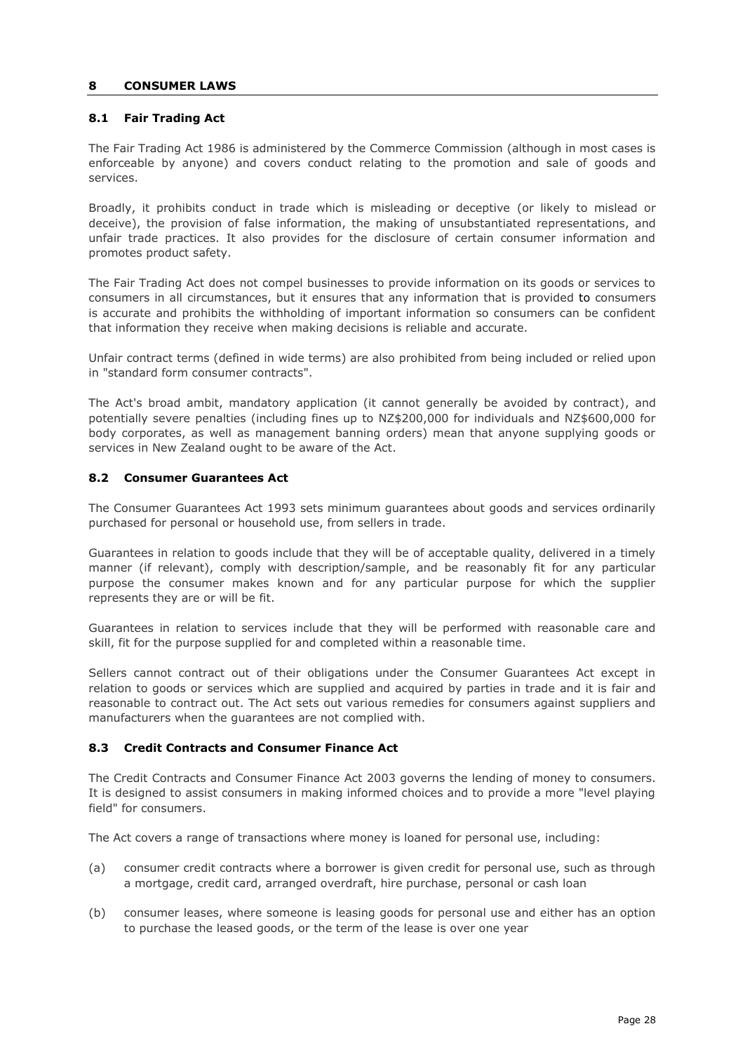## 8 CONSUMER LAWS

### 8.1 Fair Trading Act

The Fair Trading Act 1986 is administered by the Commerce Commission (although in most cases is enforceable by anyone) and covers conduct relating to the promotion and sale of goods and services.

Broadly, it prohibits conduct in trade which is misleading or deceptive (or likely to mislead or deceive), the provision of false information, the making of unsubstantiated representations, and unfair trade practices. It also provides for the disclosure of certain consumer information and promotes product safety.

The Fair Trading Act does not compel businesses to provide information on its goods or services to consumers in all circumstances, but it ensures that any information that is provided to consumers is accurate and prohibits the withholding of important information so consumers can be confident that information they receive when making decisions is reliable and accurate.

Unfair contract terms (defined in wide terms) are also prohibited from being included or relied upon in "standard form consumer contracts".

The Act's broad ambit, mandatory application (it cannot generally be avoided by contract), and potentially severe penalties (including fines up to NZ$200,000 for individuals and NZ$600,000 for body corporates, as well as management banning orders) mean that anyone supplying goods or services in New Zealand ought to be aware of the Act.

### 8.2 Consumer Guarantees Act

The Consumer Guarantees Act 1993 sets minimum guarantees about goods and services ordinarily purchased for personal or household use, from sellers in trade.

Guarantees in relation to goods include that they will be of acceptable quality, delivered in a timely manner (if relevant), comply with description/sample, and be reasonably fit for any particular purpose the consumer makes known and for any particular purpose for which the supplier represents they are or will be fit.

Guarantees in relation to services include that they will be performed with reasonable care and skill, fit for the purpose supplied for and completed within a reasonable time.

Sellers cannot contract out of their obligations under the Consumer Guarantees Act except in relation to goods or services which are supplied and acquired by parties in trade and it is fair and reasonable to contract out. The Act sets out various remedies for consumers against suppliers and manufacturers when the guarantees are not complied with.

### 8.3 Credit Contracts and Consumer Finance Act

The Credit Contracts and Consumer Finance Act 2003 governs the lending of money to consumers. It is designed to assist consumers in making informed choices and to provide a more "level playing field" for consumers.

The Act covers a range of transactions where money is loaned for personal use, including:

(a) consumer credit contracts where a borrower is given credit for personal use, such as through a mortgage, credit card, arranged overdraft, hire purchase, personal or cash loan

(b) consumer leases, where someone is leasing goods for personal use and either has an option to purchase the leased goods, or the term of the lease is over one year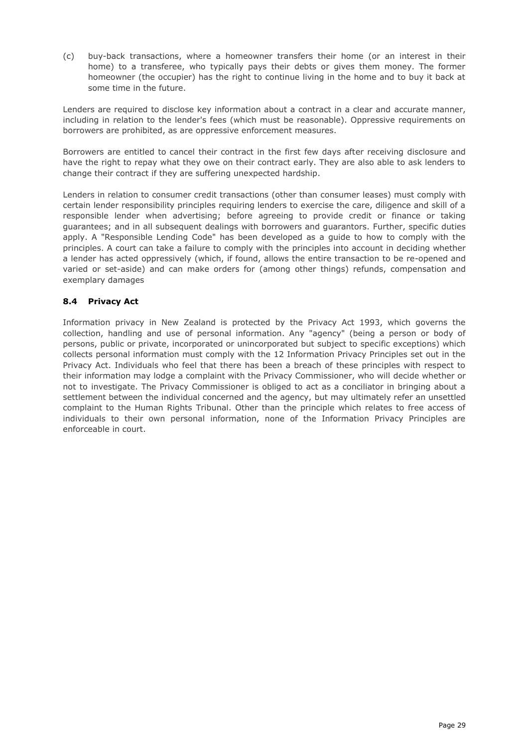(c) buy-back transactions, where a homeowner transfers their home (or an interest in their home) to a transferee, who typically pays their debts or gives them money. The former homeowner (the occupier) has the right to continue living in the home and to buy it back at some time in the future.

Lenders are required to disclose key information about a contract in a clear and accurate manner, including in relation to the lender's fees (which must be reasonable). Oppressive requirements on borrowers are prohibited, as are oppressive enforcement measures.

Borrowers are entitled to cancel their contract in the first few days after receiving disclosure and have the right to repay what they owe on their contract early. They are also able to ask lenders to change their contract if they are suffering unexpected hardship.

Lenders in relation to consumer credit transactions (other than consumer leases) must comply with certain lender responsibility principles requiring lenders to exercise the care, diligence and skill of a responsible lender when advertising; before agreeing to provide credit or finance or taking guarantees; and in all subsequent dealings with borrowers and guarantors. Further, specific duties apply. A "Responsible Lending Code" has been developed as a guide to how to comply with the principles. A court can take a failure to comply with the principles into account in deciding whether a lender has acted oppressively (which, if found, allows the entire transaction to be re-opened and varied or set-aside) and can make orders for (among other things) refunds, compensation and exemplary damages

### 8.4 Privacy Act

Information privacy in New Zealand is protected by the Privacy Act 1993, which governs the collection, handling and use of personal information. Any "agency" (being a person or body of persons, public or private, incorporated or unincorporated but subject to specific exceptions) which collects personal information must comply with the 12 Information Privacy Principles set out in the Privacy Act. Individuals who feel that there has been a breach of these principles with respect to their information may lodge a complaint with the Privacy Commissioner, who will decide whether or not to investigate. The Privacy Commissioner is obliged to act as a conciliator in bringing about a settlement between the individual concerned and the agency, but may ultimately refer an unsettled complaint to the Human Rights Tribunal. Other than the principle which relates to free access of individuals to their own personal information, none of the Information Privacy Principles are enforceable in court.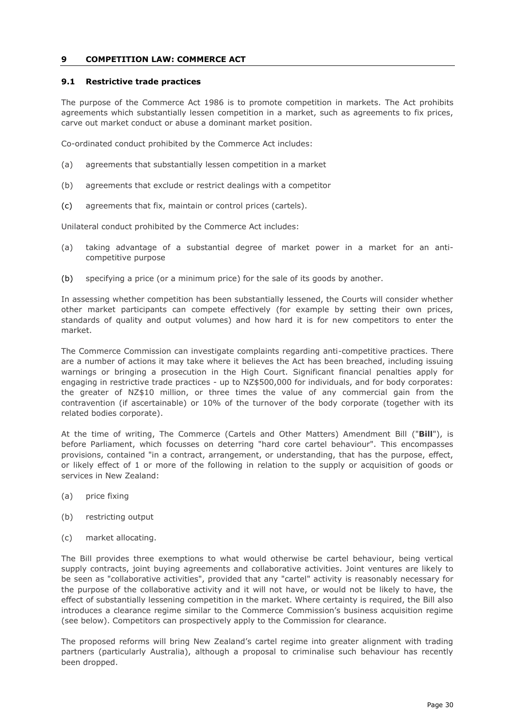## 9 COMPETITION LAW: COMMERCE ACT

### 9.1 Restrictive trade practices

The purpose of the Commerce Act 1986 is to promote competition in markets. The Act prohibits agreements which substantially lessen competition in a market, such as agreements to fix prices, carve out market conduct or abuse a dominant market position.

Co-ordinated conduct prohibited by the Commerce Act includes:

(a) agreements that substantially lessen competition in a market

(b) agreements that exclude or restrict dealings with a competitor

(c) agreements that fix, maintain or control prices (cartels).

Unilateral conduct prohibited by the Commerce Act includes:

(a) taking advantage of a substantial degree of market power in a market for an anti-competitive purpose

(b) specifying a price (or a minimum price) for the sale of its goods by another.

In assessing whether competition has been substantially lessened, the Courts will consider whether other market participants can compete effectively (for example by setting their own prices, standards of quality and output volumes) and how hard it is for new competitors to enter the market.

The Commerce Commission can investigate complaints regarding anti-competitive practices. There are a number of actions it may take where it believes the Act has been breached, including issuing warnings or bringing a prosecution in the High Court. Significant financial penalties apply for engaging in restrictive trade practices - up to NZ$500,000 for individuals, and for body corporates: the greater of NZ$10 million, or three times the value of any commercial gain from the contravention (if ascertainable) or 10% of the turnover of the body corporate (together with its related bodies corporate).

At the time of writing, The Commerce (Cartels and Other Matters) Amendment Bill ("**Bill**"), is before Parliament, which focusses on deterring "hard core cartel behaviour". This encompasses provisions, contained "in a contract, arrangement, or understanding, that has the purpose, effect, or likely effect of 1 or more of the following in relation to the supply or acquisition of goods or services in New Zealand:

(a) price fixing

(b) restricting output

(c) market allocating.

The Bill provides three exemptions to what would otherwise be cartel behaviour, being vertical supply contracts, joint buying agreements and collaborative activities. Joint ventures are likely to be seen as "collaborative activities", provided that any "cartel" activity is reasonably necessary for the purpose of the collaborative activity and it will not have, or would not be likely to have, the effect of substantially lessening competition in the market. Where certainty is required, the Bill also introduces a clearance regime similar to the Commerce Commission's business acquisition regime (see below). Competitors can prospectively apply to the Commission for clearance.

The proposed reforms will bring New Zealand's cartel regime into greater alignment with trading partners (particularly Australia), although a proposal to criminalise such behaviour has recently been dropped.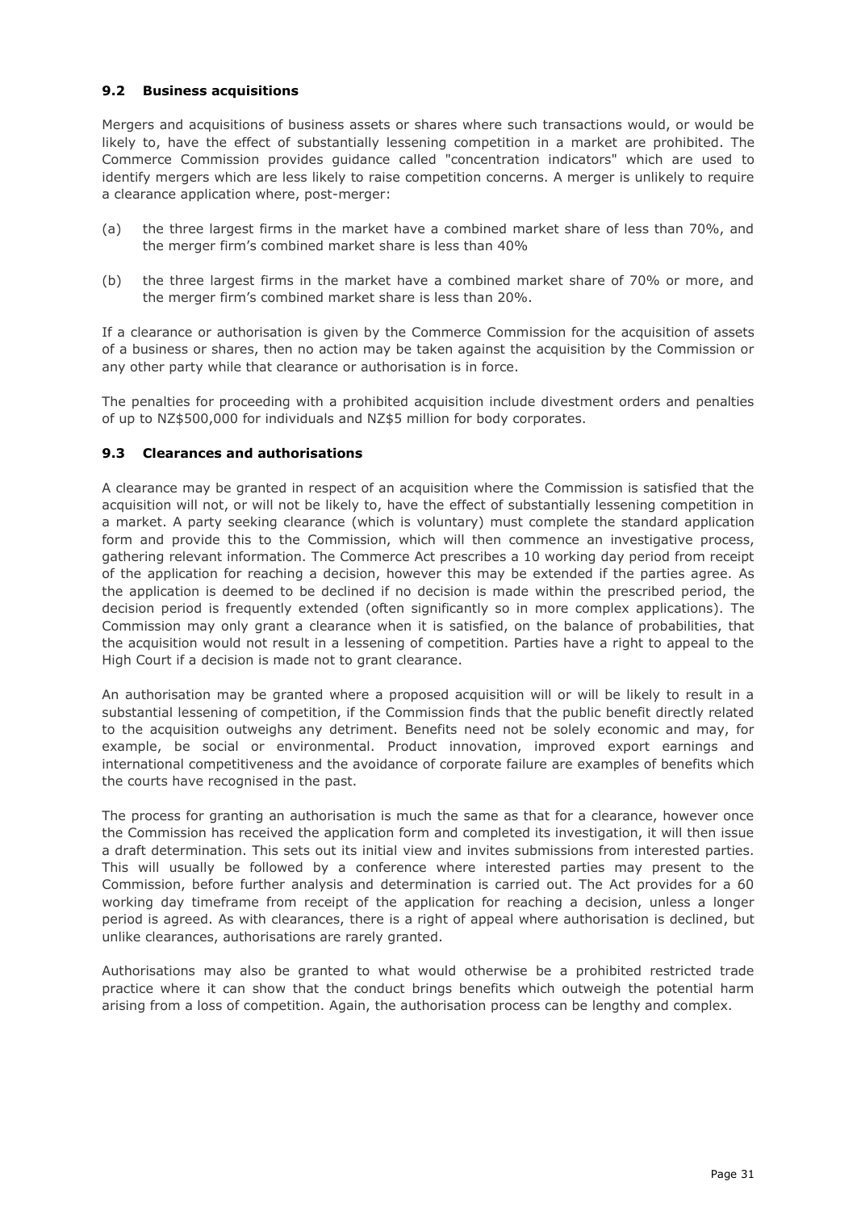### 9.2 Business acquisitions

Mergers and acquisitions of business assets or shares where such transactions would, or would be likely to, have the effect of substantially lessening competition in a market are prohibited. The Commerce Commission provides guidance called "concentration indicators" which are used to identify mergers which are less likely to raise competition concerns. A merger is unlikely to require a clearance application where, post-merger:

(a) the three largest firms in the market have a combined market share of less than 70%, and the merger firm's combined market share is less than 40%

(b) the three largest firms in the market have a combined market share of 70% or more, and the merger firm's combined market share is less than 20%.

If a clearance or authorisation is given by the Commerce Commission for the acquisition of assets of a business or shares, then no action may be taken against the acquisition by the Commission or any other party while that clearance or authorisation is in force.

The penalties for proceeding with a prohibited acquisition include divestment orders and penalties of up to NZ$500,000 for individuals and NZ$5 million for body corporates.

### 9.3 Clearances and authorisations

A clearance may be granted in respect of an acquisition where the Commission is satisfied that the acquisition will not, or will not be likely to, have the effect of substantially lessening competition in a market. A party seeking clearance (which is voluntary) must complete the standard application form and provide this to the Commission, which will then commence an investigative process, gathering relevant information. The Commerce Act prescribes a 10 working day period from receipt of the application for reaching a decision, however this may be extended if the parties agree. As the application is deemed to be declined if no decision is made within the prescribed period, the decision period is frequently extended (often significantly so in more complex applications). The Commission may only grant a clearance when it is satisfied, on the balance of probabilities, that the acquisition would not result in a lessening of competition. Parties have a right to appeal to the High Court if a decision is made not to grant clearance.

An authorisation may be granted where a proposed acquisition will or will be likely to result in a substantial lessening of competition, if the Commission finds that the public benefit directly related to the acquisition outweighs any detriment. Benefits need not be solely economic and may, for example, be social or environmental. Product innovation, improved export earnings and international competitiveness and the avoidance of corporate failure are examples of benefits which the courts have recognised in the past.

The process for granting an authorisation is much the same as that for a clearance, however once the Commission has received the application form and completed its investigation, it will then issue a draft determination. This sets out its initial view and invites submissions from interested parties. This will usually be followed by a conference where interested parties may present to the Commission, before further analysis and determination is carried out. The Act provides for a 60 working day timeframe from receipt of the application for reaching a decision, unless a longer period is agreed. As with clearances, there is a right of appeal where authorisation is declined, but unlike clearances, authorisations are rarely granted.

Authorisations may also be granted to what would otherwise be a prohibited restricted trade practice where it can show that the conduct brings benefits which outweigh the potential harm arising from a loss of competition. Again, the authorisation process can be lengthy and complex.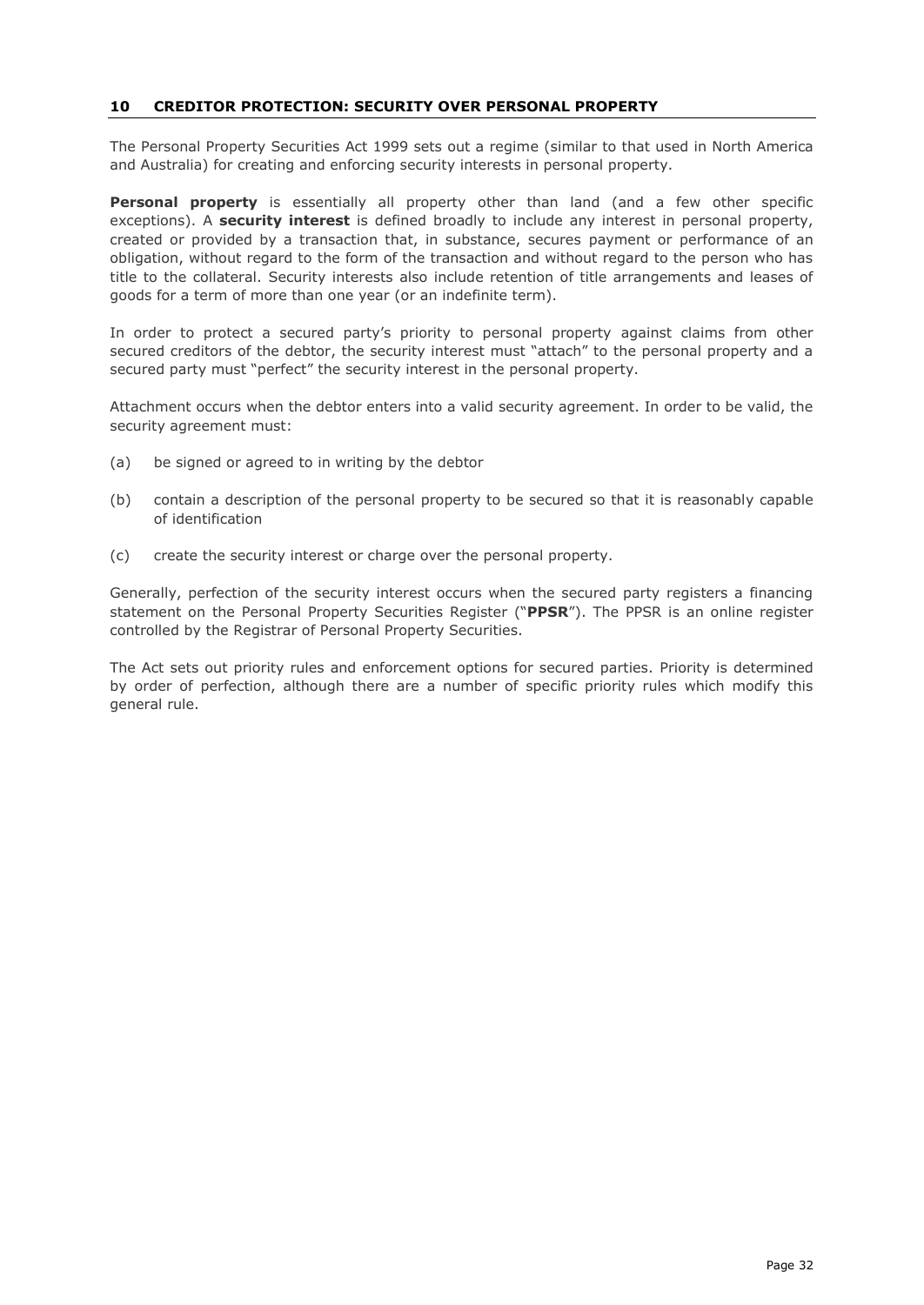## 10 CREDITOR PROTECTION: SECURITY OVER PERSONAL PROPERTY

The Personal Property Securities Act 1999 sets out a regime (similar to that used in North America and Australia) for creating and enforcing security interests in personal property.

**Personal property** is essentially all property other than land (and a few other specific exceptions). A **security interest** is defined broadly to include any interest in personal property, created or provided by a transaction that, in substance, secures payment or performance of an obligation, without regard to the form of the transaction and without regard to the person who has title to the collateral. Security interests also include retention of title arrangements and leases of goods for a term of more than one year (or an indefinite term).

In order to protect a secured party's priority to personal property against claims from other secured creditors of the debtor, the security interest must "attach" to the personal property and a secured party must "perfect" the security interest in the personal property.

Attachment occurs when the debtor enters into a valid security agreement. In order to be valid, the security agreement must:

(a) be signed or agreed to in writing by the debtor

(b) contain a description of the personal property to be secured so that it is reasonably capable of identification

(c) create the security interest or charge over the personal property.

Generally, perfection of the security interest occurs when the secured party registers a financing statement on the Personal Property Securities Register ("**PPSR**"). The PPSR is an online register controlled by the Registrar of Personal Property Securities.

The Act sets out priority rules and enforcement options for secured parties. Priority is determined by order of perfection, although there are a number of specific priority rules which modify this general rule.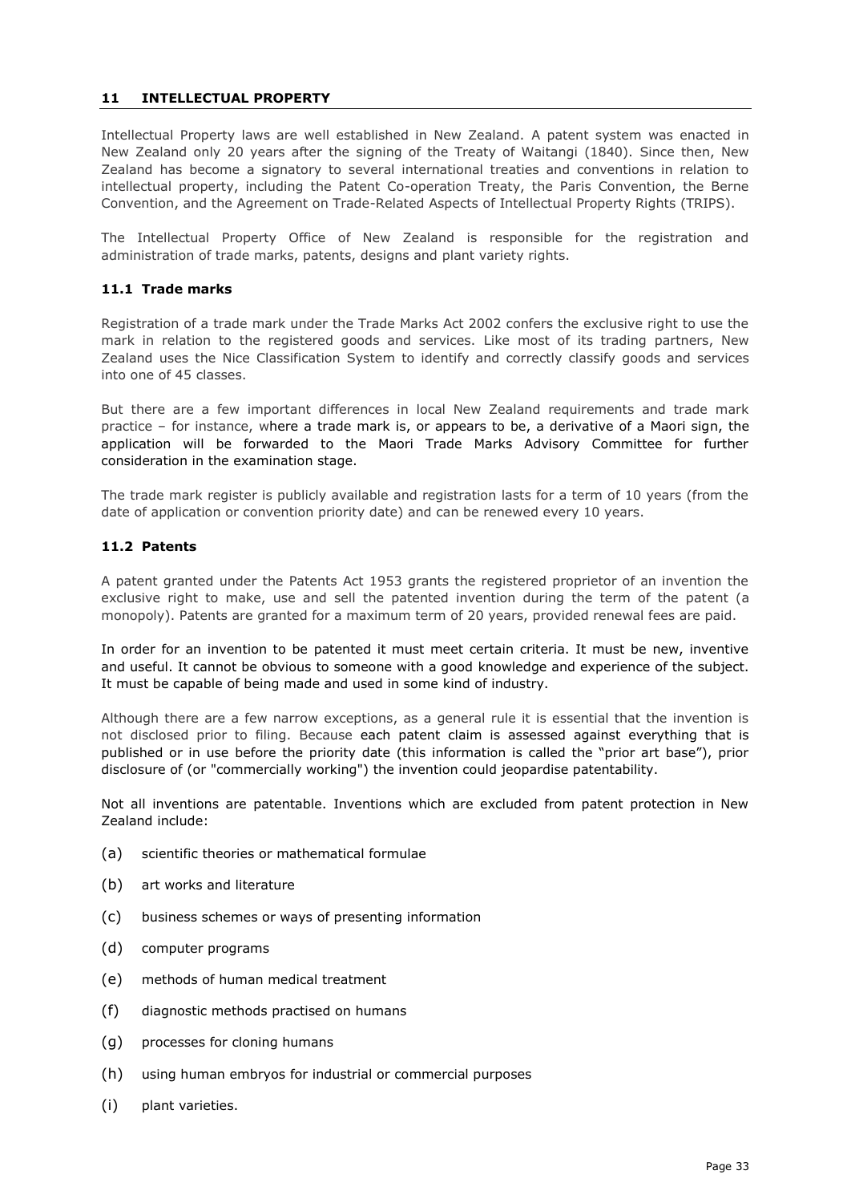## 11 INTELLECTUAL PROPERTY

Intellectual Property laws are well established in New Zealand. A patent system was enacted in New Zealand only 20 years after the signing of the Treaty of Waitangi (1840). Since then, New Zealand has become a signatory to several international treaties and conventions in relation to intellectual property, including the Patent Co-operation Treaty, the Paris Convention, the Berne Convention, and the Agreement on Trade-Related Aspects of Intellectual Property Rights (TRIPS).

The Intellectual Property Office of New Zealand is responsible for the registration and administration of trade marks, patents, designs and plant variety rights.

### 11.1 Trade marks

Registration of a trade mark under the Trade Marks Act 2002 confers the exclusive right to use the mark in relation to the registered goods and services. Like most of its trading partners, New Zealand uses the Nice Classification System to identify and correctly classify goods and services into one of 45 classes.

But there are a few important differences in local New Zealand requirements and trade mark practice – for instance, where a trade mark is, or appears to be, a derivative of a Maori sign, the application will be forwarded to the Maori Trade Marks Advisory Committee for further consideration in the examination stage.

The trade mark register is publicly available and registration lasts for a term of 10 years (from the date of application or convention priority date) and can be renewed every 10 years.

### 11.2 Patents

A patent granted under the Patents Act 1953 grants the registered proprietor of an invention the exclusive right to make, use and sell the patented invention during the term of the patent (a monopoly). Patents are granted for a maximum term of 20 years, provided renewal fees are paid.

In order for an invention to be patented it must meet certain criteria. It must be new, inventive and useful. It cannot be obvious to someone with a good knowledge and experience of the subject. It must be capable of being made and used in some kind of industry.

Although there are a few narrow exceptions, as a general rule it is essential that the invention is not disclosed prior to filing. Because each patent claim is assessed against everything that is published or in use before the priority date (this information is called the "prior art base"), prior disclosure of (or "commercially working") the invention could jeopardise patentability.

Not all inventions are patentable. Inventions which are excluded from patent protection in New Zealand include:

(a) scientific theories or mathematical formulae

(b) art works and literature

(c) business schemes or ways of presenting information

(d) computer programs

(e) methods of human medical treatment

(f) diagnostic methods practised on humans

(g) processes for cloning humans

(h) using human embryos for industrial or commercial purposes

(i) plant varieties.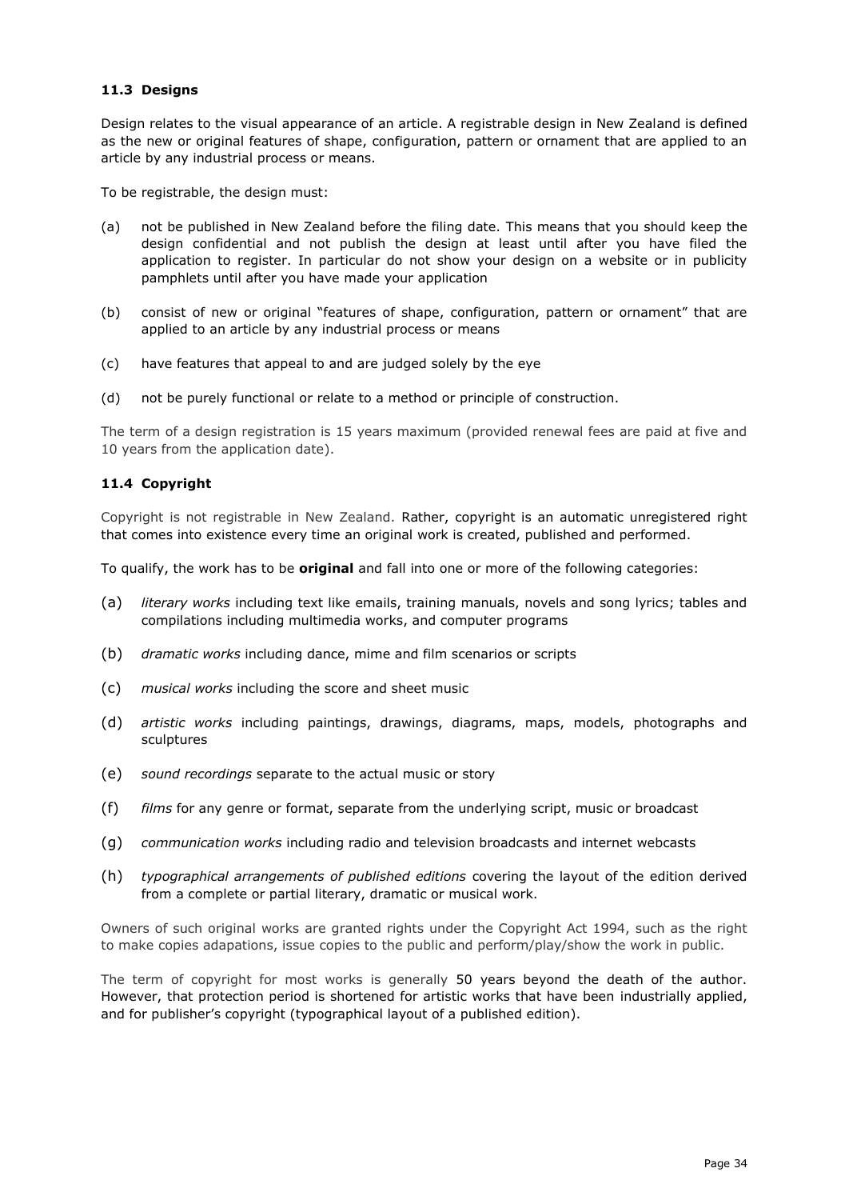### 11.3 Designs

Design relates to the visual appearance of an article. A registrable design in New Zealand is defined as the new or original features of shape, configuration, pattern or ornament that are applied to an article by any industrial process or means.

To be registrable, the design must:

(a) not be published in New Zealand before the filing date. This means that you should keep the design confidential and not publish the design at least until after you have filed the application to register. In particular do not show your design on a website or in publicity pamphlets until after you have made your application

(b) consist of new or original "features of shape, configuration, pattern or ornament" that are applied to an article by any industrial process or means

(c) have features that appeal to and are judged solely by the eye

(d) not be purely functional or relate to a method or principle of construction.

The term of a design registration is 15 years maximum (provided renewal fees are paid at five and 10 years from the application date).

### 11.4 Copyright

Copyright is not registrable in New Zealand. Rather, copyright is an automatic unregistered right that comes into existence every time an original work is created, published and performed.

To qualify, the work has to be **original** and fall into one or more of the following categories:

(a) *literary works* including text like emails, training manuals, novels and song lyrics; tables and compilations including multimedia works, and computer programs

(b) *dramatic works* including dance, mime and film scenarios or scripts

(c) *musical works* including the score and sheet music

(d) *artistic works* including paintings, drawings, diagrams, maps, models, photographs and sculptures

(e) *sound recordings* separate to the actual music or story

(f) *films* for any genre or format, separate from the underlying script, music or broadcast

(g) *communication works* including radio and television broadcasts and internet webcasts

(h) *typographical arrangements of published editions* covering the layout of the edition derived from a complete or partial literary, dramatic or musical work.

Owners of such original works are granted rights under the Copyright Act 1994, such as the right to make copies adapations, issue copies to the public and perform/play/show the work in public.

The term of copyright for most works is generally 50 years beyond the death of the author. However, that protection period is shortened for artistic works that have been industrially applied, and for publisher's copyright (typographical layout of a published edition).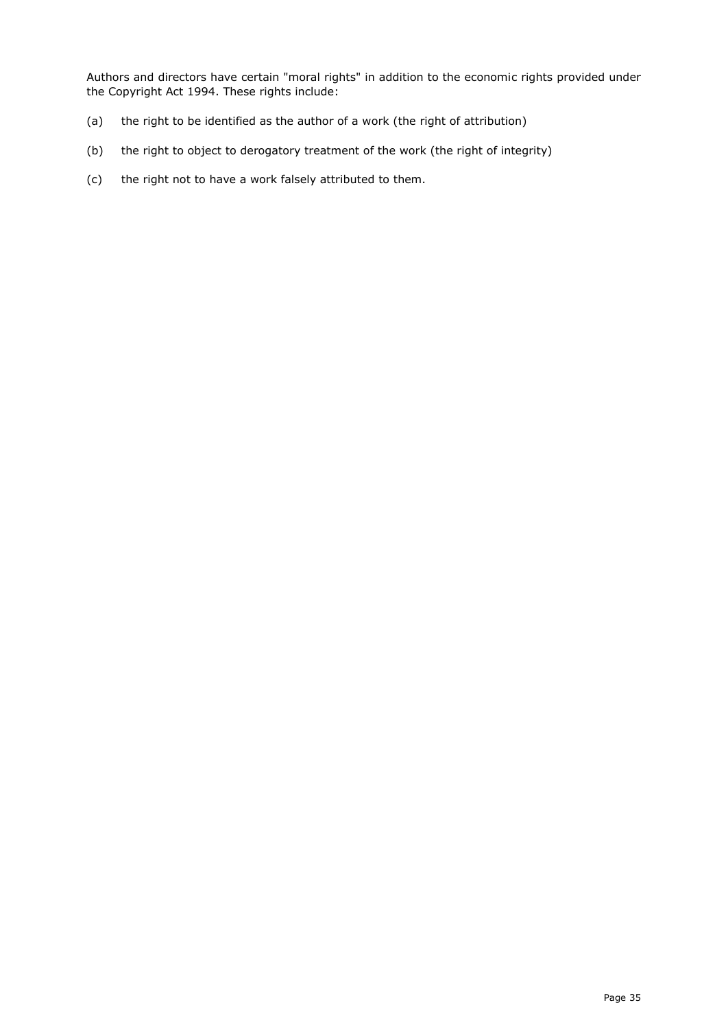Authors and directors have certain "moral rights" in addition to the economic rights provided under the Copyright Act 1994. These rights include:

(a) the right to be identified as the author of a work (the right of attribution)

(b) the right to object to derogatory treatment of the work (the right of integrity)

(c) the right not to have a work falsely attributed to them.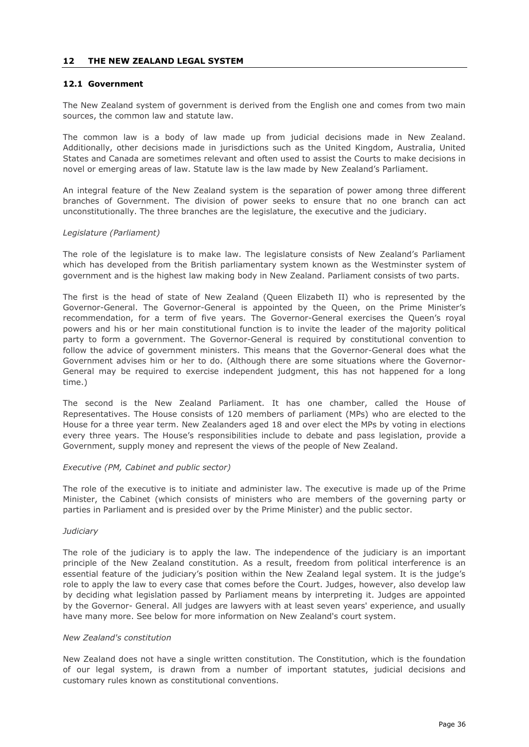## 12 THE NEW ZEALAND LEGAL SYSTEM

### 12.1 Government

The New Zealand system of government is derived from the English one and comes from two main sources, the common law and statute law.

The common law is a body of law made up from judicial decisions made in New Zealand. Additionally, other decisions made in jurisdictions such as the United Kingdom, Australia, United States and Canada are sometimes relevant and often used to assist the Courts to make decisions in novel or emerging areas of law. Statute law is the law made by New Zealand's Parliament.

An integral feature of the New Zealand system is the separation of power among three different branches of Government. The division of power seeks to ensure that no one branch can act unconstitutionally. The three branches are the legislature, the executive and the judiciary.

*Legislature (Parliament)*

The role of the legislature is to make law. The legislature consists of New Zealand's Parliament which has developed from the British parliamentary system known as the Westminster system of government and is the highest law making body in New Zealand. Parliament consists of two parts.

The first is the head of state of New Zealand (Queen Elizabeth II) who is represented by the Governor-General. The Governor-General is appointed by the Queen, on the Prime Minister's recommendation, for a term of five years. The Governor-General exercises the Queen's royal powers and his or her main constitutional function is to invite the leader of the majority political party to form a government. The Governor-General is required by constitutional convention to follow the advice of government ministers. This means that the Governor-General does what the Government advises him or her to do. (Although there are some situations where the Governor-General may be required to exercise independent judgment, this has not happened for a long time.)

The second is the New Zealand Parliament. It has one chamber, called the House of Representatives. The House consists of 120 members of parliament (MPs) who are elected to the House for a three year term. New Zealanders aged 18 and over elect the MPs by voting in elections every three years. The House's responsibilities include to debate and pass legislation, provide a Government, supply money and represent the views of the people of New Zealand.

*Executive (PM, Cabinet and public sector)*

The role of the executive is to initiate and administer law. The executive is made up of the Prime Minister, the Cabinet (which consists of ministers who are members of the governing party or parties in Parliament and is presided over by the Prime Minister) and the public sector.

*Judiciary*

The role of the judiciary is to apply the law. The independence of the judiciary is an important principle of the New Zealand constitution. As a result, freedom from political interference is an essential feature of the judiciary's position within the New Zealand legal system. It is the judge's role to apply the law to every case that comes before the Court. Judges, however, also develop law by deciding what legislation passed by Parliament means by interpreting it. Judges are appointed by the Governor- General. All judges are lawyers with at least seven years' experience, and usually have many more. See below for more information on New Zealand's court system.

*New Zealand's constitution*

New Zealand does not have a single written constitution. The Constitution, which is the foundation of our legal system, is drawn from a number of important statutes, judicial decisions and customary rules known as constitutional conventions.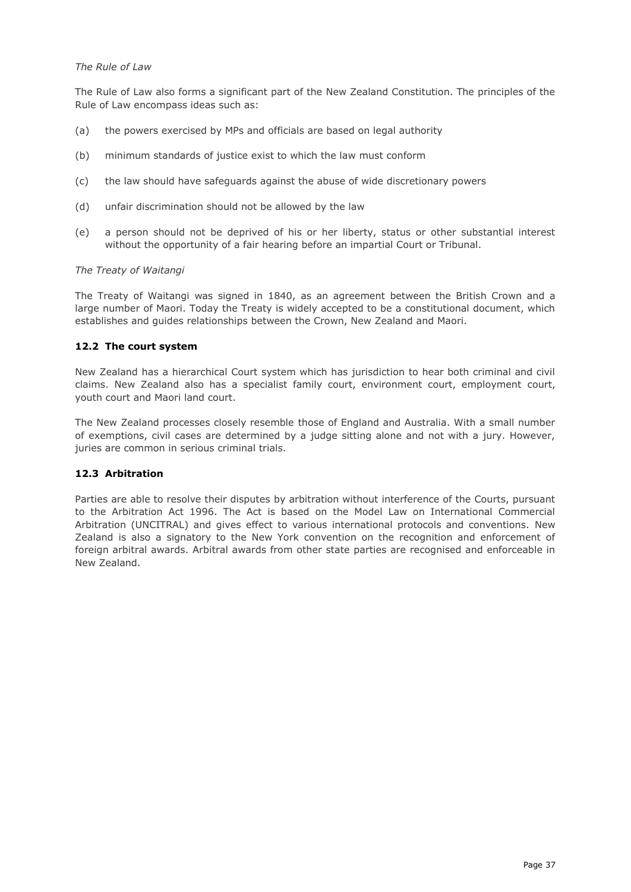*The Rule of Law*

The Rule of Law also forms a significant part of the New Zealand Constitution. The principles of the Rule of Law encompass ideas such as:

(a) the powers exercised by MPs and officials are based on legal authority

(b) minimum standards of justice exist to which the law must conform

(c) the law should have safeguards against the abuse of wide discretionary powers

(d) unfair discrimination should not be allowed by the law

(e) a person should not be deprived of his or her liberty, status or other substantial interest without the opportunity of a fair hearing before an impartial Court or Tribunal.

*The Treaty of Waitangi*

The Treaty of Waitangi was signed in 1840, as an agreement between the British Crown and a large number of Maori. Today the Treaty is widely accepted to be a constitutional document, which establishes and guides relationships between the Crown, New Zealand and Maori.

### 12.2 The court system

New Zealand has a hierarchical Court system which has jurisdiction to hear both criminal and civil claims. New Zealand also has a specialist family court, environment court, employment court, youth court and Maori land court.

The New Zealand processes closely resemble those of England and Australia. With a small number of exemptions, civil cases are determined by a judge sitting alone and not with a jury. However, juries are common in serious criminal trials.

### 12.3 Arbitration

Parties are able to resolve their disputes by arbitration without interference of the Courts, pursuant to the Arbitration Act 1996. The Act is based on the Model Law on International Commercial Arbitration (UNCITRAL) and gives effect to various international protocols and conventions. New Zealand is also a signatory to the New York convention on the recognition and enforcement of foreign arbitral awards. Arbitral awards from other state parties are recognised and enforceable in New Zealand.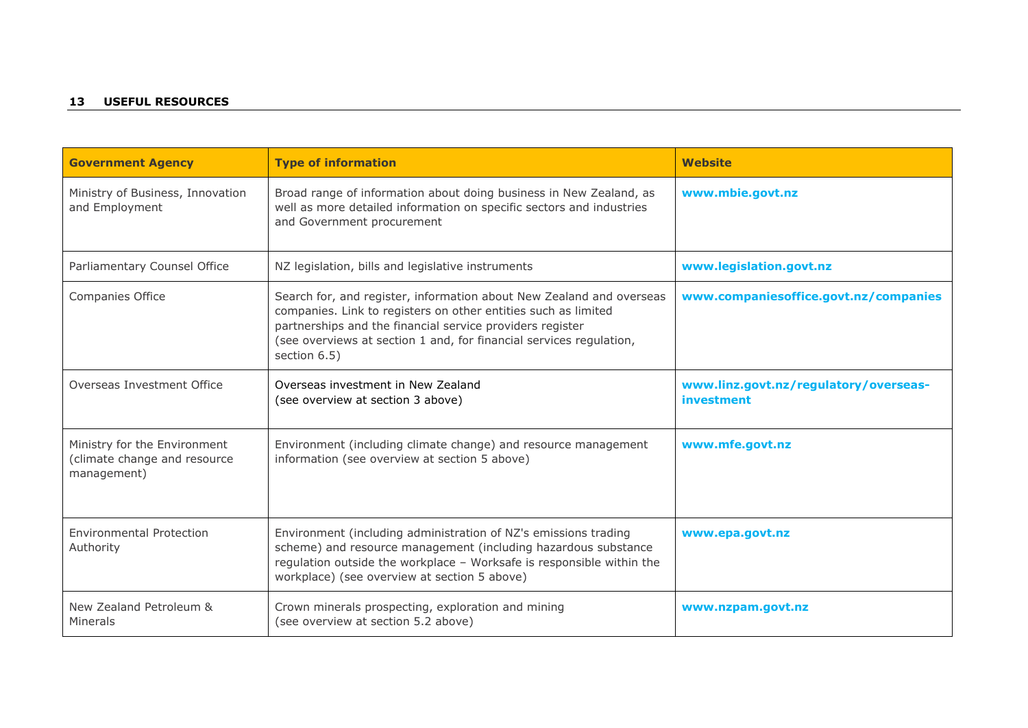## 13 USEFUL RESOURCES

| Government Agency | Type of information | Website |
|---|---|---|
| Ministry of Business, Innovation and Employment | Broad range of information about doing business in New Zealand, as well as more detailed information on specific sectors and industries and Government procurement | **www.mbie.govt.nz** |
| Parliamentary Counsel Office | NZ legislation, bills and legislative instruments | **www.legislation.govt.nz** |
| Companies Office | Search for, and register, information about New Zealand and overseas companies. Link to registers on other entities such as limited partnerships and the financial service providers register (see overviews at section 1 and, for financial services regulation, section 6.5) | **www.companiesoffice.govt.nz/companies** |
| Overseas Investment Office | Overseas investment in New Zealand (see overview at section 3 above) | **www.linz.govt.nz/regulatory/overseas-investment** |
| Ministry for the Environment (climate change and resource management) | Environment (including climate change) and resource management information (see overview at section 5 above) | **www.mfe.govt.nz** |
| Environmental Protection Authority | Environment (including administration of NZ's emissions trading scheme) and resource management (including hazardous substance regulation outside the workplace – Worksafe is responsible within the workplace) (see overview at section 5 above) | **www.epa.govt.nz** |
| New Zealand Petroleum & Minerals | Crown minerals prospecting, exploration and mining (see overview at section 5.2 above) | **www.nzpam.govt.nz** |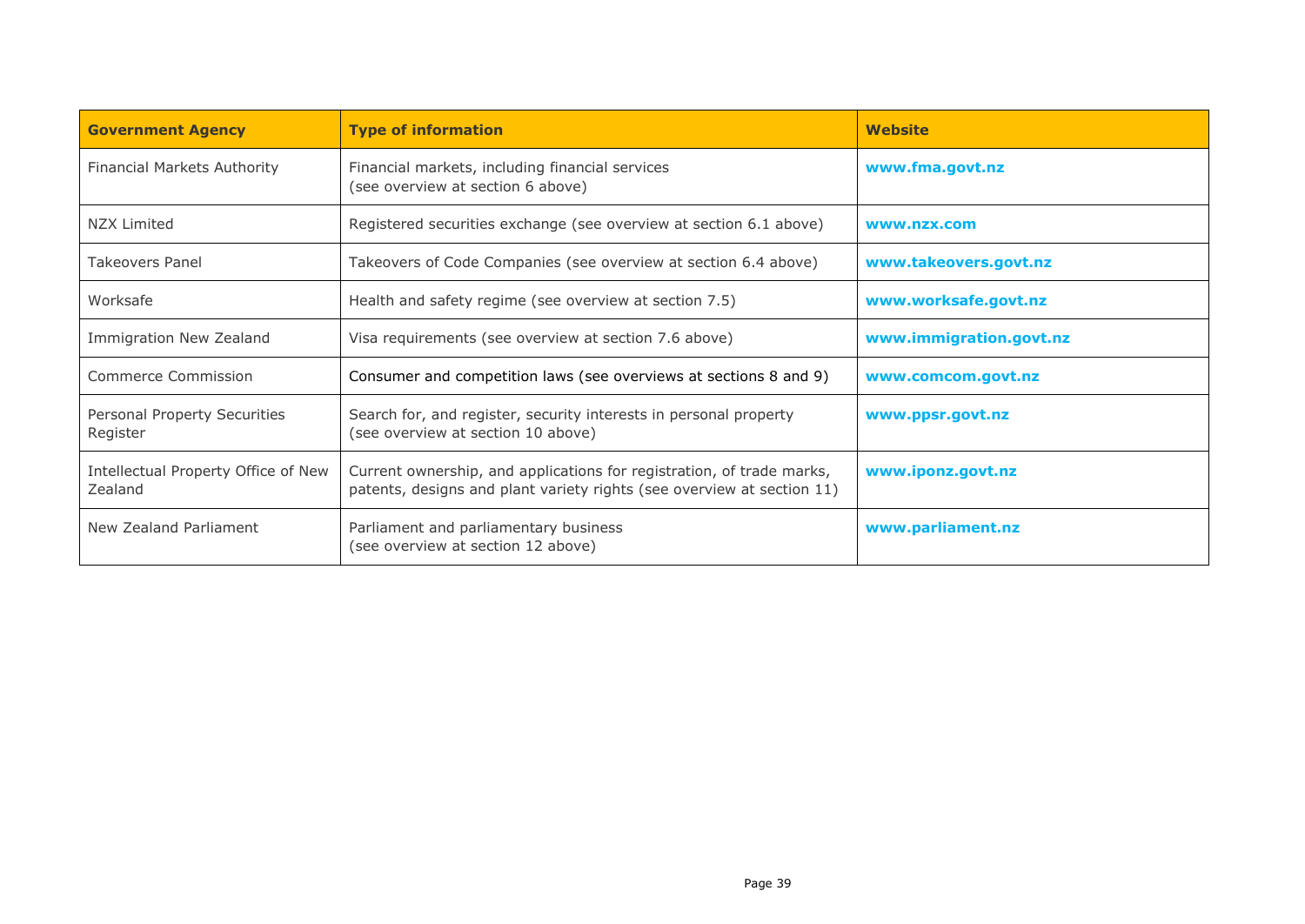| Government Agency | Type of information | Website |
|---|---|---|
| Financial Markets Authority | Financial markets, including financial services (see overview at section 6 above) | **www.fma.govt.nz** |
| NZX Limited | Registered securities exchange (see overview at section 6.1 above) | **www.nzx.com** |
| Takeovers Panel | Takeovers of Code Companies (see overview at section 6.4 above) | **www.takeovers.govt.nz** |
| Worksafe | Health and safety regime (see overview at section 7.5) | **www.worksafe.govt.nz** |
| Immigration New Zealand | Visa requirements (see overview at section 7.6 above) | **www.immigration.govt.nz** |
| Commerce Commission | Consumer and competition laws (see overviews at sections 8 and 9) | **www.comcom.govt.nz** |
| Personal Property Securities Register | Search for, and register, security interests in personal property (see overview at section 10 above) | **www.ppsr.govt.nz** |
| Intellectual Property Office of New Zealand | Current ownership, and applications for registration, of trade marks, patents, designs and plant variety rights (see overview at section 11) | **www.iponz.govt.nz** |
| New Zealand Parliament | Parliament and parliamentary business (see overview at section 12 above) | **www.parliament.nz** |